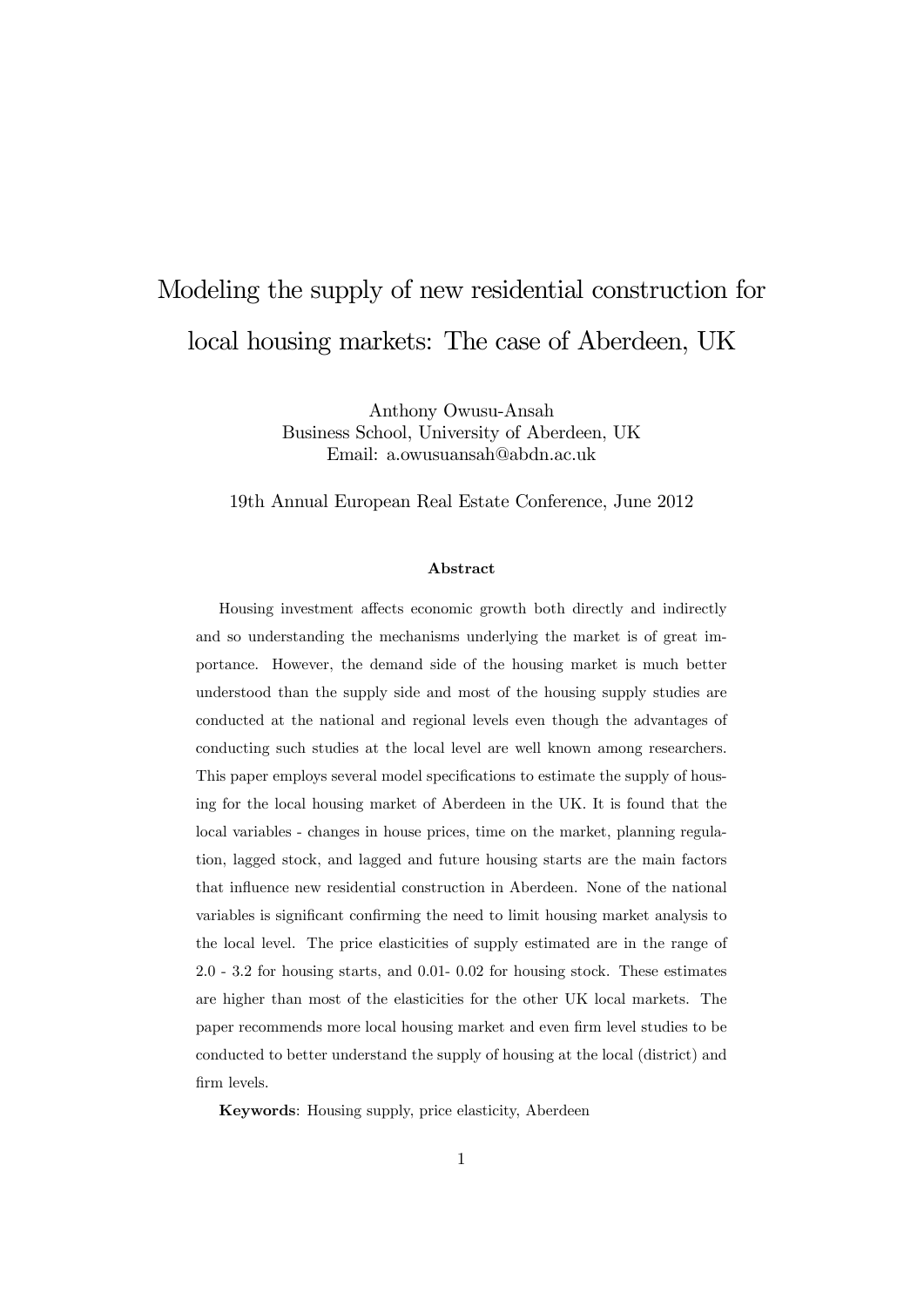# Modeling the supply of new residential construction for local housing markets: The case of Aberdeen, UK

Anthony Owusu-Ansah
Business School, University of Aberdeen, UK
Email: a.owusuansah@abdn.ac.uk

19th Annual European Real Estate Conference, June 2012

### Abstract

Housing investment affects economic growth both directly and indirectly and so understanding the mechanisms underlying the market is of great importance. However, the demand side of the housing market is much better understood than the supply side and most of the housing supply studies are conducted at the national and regional levels even though the advantages of conducting such studies at the local level are well known among researchers. This paper employs several model specifications to estimate the supply of housing for the local housing market of Aberdeen in the UK. It is found that the local variables - changes in house prices, time on the market, planning regulation, lagged stock, and lagged and future housing starts are the main factors that influence new residential construction in Aberdeen. None of the national variables is significant confirming the need to limit housing market analysis to the local level. The price elasticities of supply estimated are in the range of 2.0 - 3.2 for housing starts, and 0.01- 0.02 for housing stock. These estimates are higher than most of the elasticities for the other UK local markets. The paper recommends more local housing market and even firm level studies to be conducted to better understand the supply of housing at the local (district) and firm levels.

**Keywords**: Housing supply, price elasticity, Aberdeen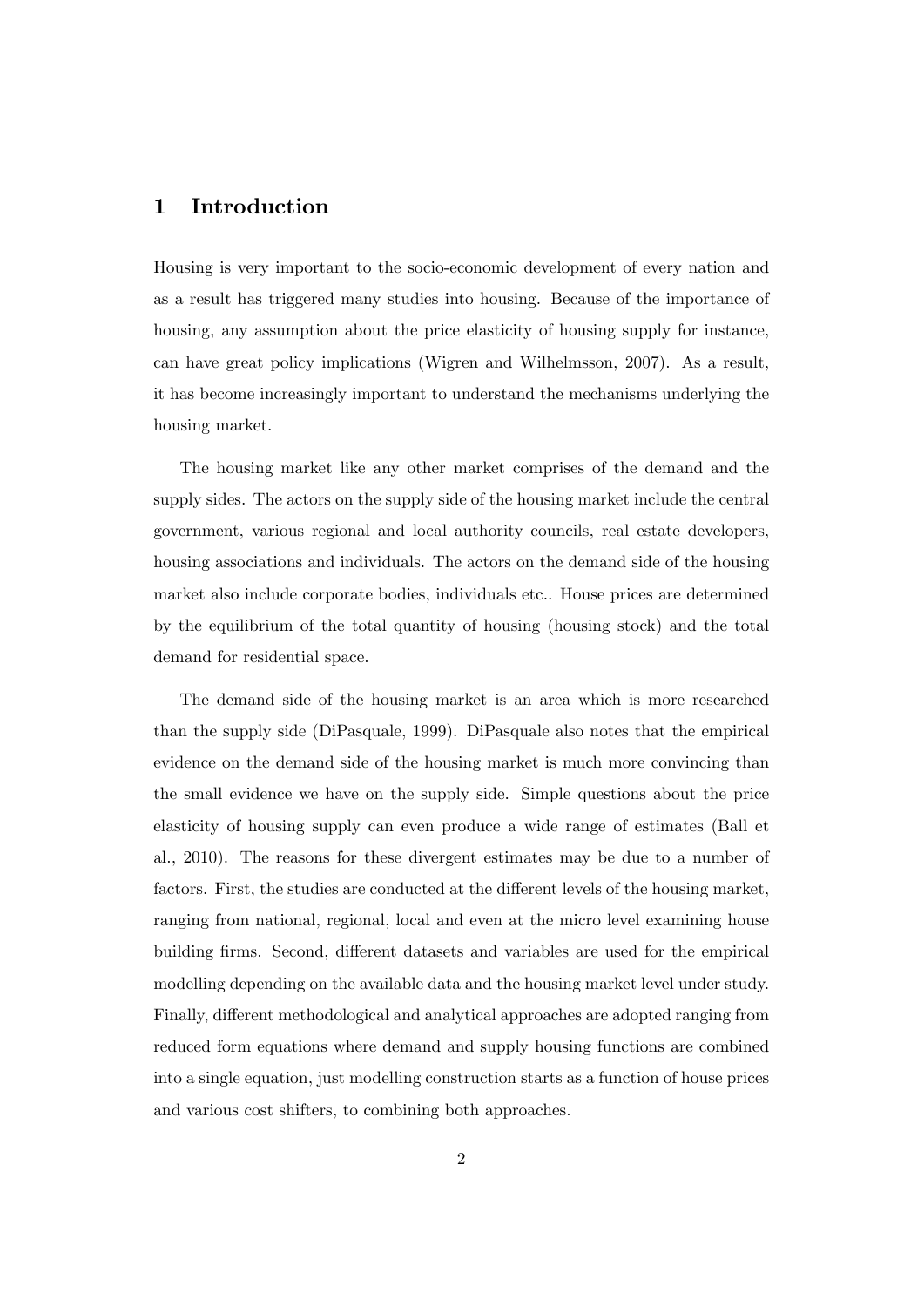# 1 Introduction

Housing is very important to the socio-economic development of every nation and as a result has triggered many studies into housing. Because of the importance of housing, any assumption about the price elasticity of housing supply for instance, can have great policy implications (Wigren and Wilhelmsson, 2007). As a result, it has become increasingly important to understand the mechanisms underlying the housing market.

The housing market like any other market comprises of the demand and the supply sides. The actors on the supply side of the housing market include the central government, various regional and local authority councils, real estate developers, housing associations and individuals. The actors on the demand side of the housing market also include corporate bodies, individuals etc.. House prices are determined by the equilibrium of the total quantity of housing (housing stock) and the total demand for residential space.

The demand side of the housing market is an area which is more researched than the supply side (DiPasquale, 1999). DiPasquale also notes that the empirical evidence on the demand side of the housing market is much more convincing than the small evidence we have on the supply side. Simple questions about the price elasticity of housing supply can even produce a wide range of estimates (Ball et al., 2010). The reasons for these divergent estimates may be due to a number of factors. First, the studies are conducted at the different levels of the housing market, ranging from national, regional, local and even at the micro level examining house building firms. Second, different datasets and variables are used for the empirical modelling depending on the available data and the housing market level under study. Finally, different methodological and analytical approaches are adopted ranging from reduced form equations where demand and supply housing functions are combined into a single equation, just modelling construction starts as a function of house prices and various cost shifters, to combining both approaches.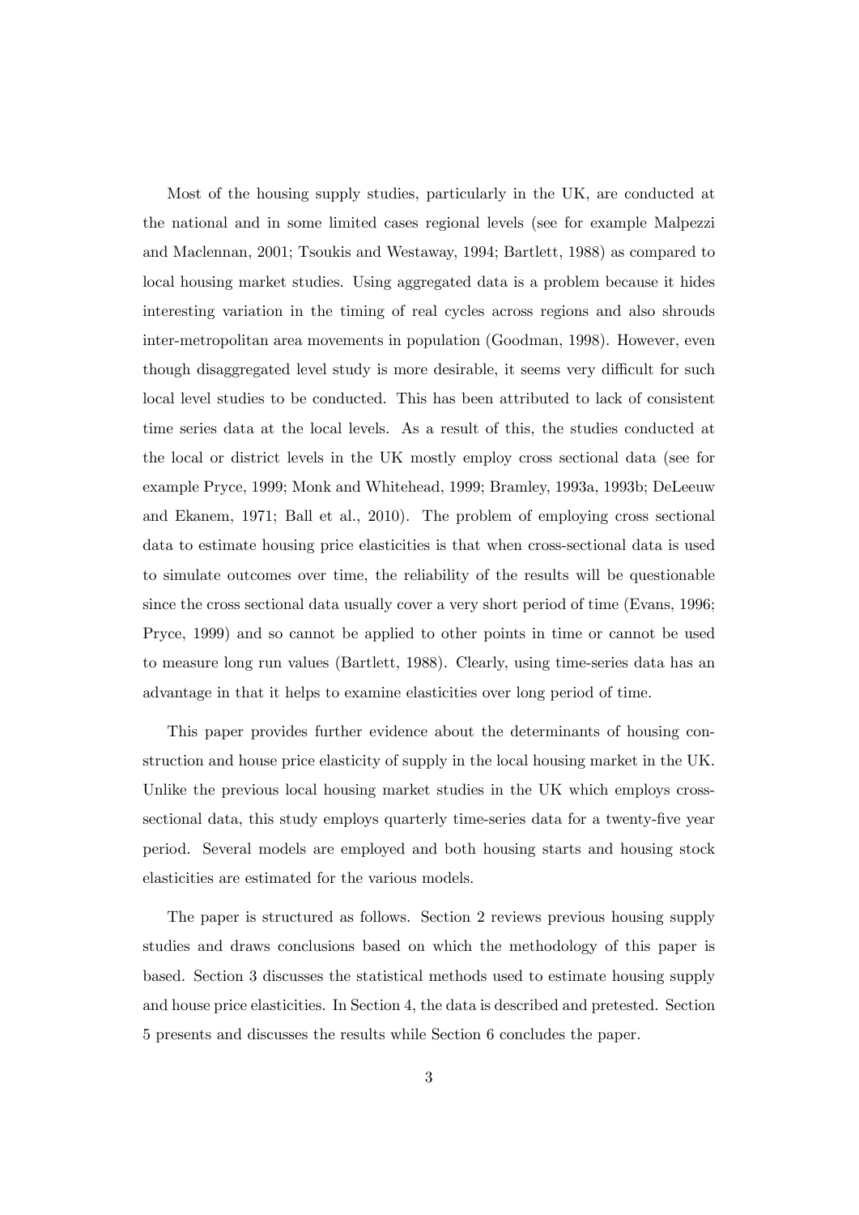Most of the housing supply studies, particularly in the UK, are conducted at the national and in some limited cases regional levels (see for example Malpezzi and Maclennan, 2001; Tsoukis and Westaway, 1994; Bartlett, 1988) as compared to local housing market studies. Using aggregated data is a problem because it hides interesting variation in the timing of real cycles across regions and also shrouds inter-metropolitan area movements in population (Goodman, 1998). However, even though disaggregated level study is more desirable, it seems very difficult for such local level studies to be conducted. This has been attributed to lack of consistent time series data at the local levels. As a result of this, the studies conducted at the local or district levels in the UK mostly employ cross sectional data (see for example Pryce, 1999; Monk and Whitehead, 1999; Bramley, 1993a, 1993b; DeLeeuw and Ekanem, 1971; Ball et al., 2010). The problem of employing cross sectional data to estimate housing price elasticities is that when cross-sectional data is used to simulate outcomes over time, the reliability of the results will be questionable since the cross sectional data usually cover a very short period of time (Evans, 1996; Pryce, 1999) and so cannot be applied to other points in time or cannot be used to measure long run values (Bartlett, 1988). Clearly, using time-series data has an advantage in that it helps to examine elasticities over long period of time.

This paper provides further evidence about the determinants of housing construction and house price elasticity of supply in the local housing market in the UK. Unlike the previous local housing market studies in the UK which employs cross-sectional data, this study employs quarterly time-series data for a twenty-five year period. Several models are employed and both housing starts and housing stock elasticities are estimated for the various models.

The paper is structured as follows. Section 2 reviews previous housing supply studies and draws conclusions based on which the methodology of this paper is based. Section 3 discusses the statistical methods used to estimate housing supply and house price elasticities. In Section 4, the data is described and pretested. Section 5 presents and discusses the results while Section 6 concludes the paper.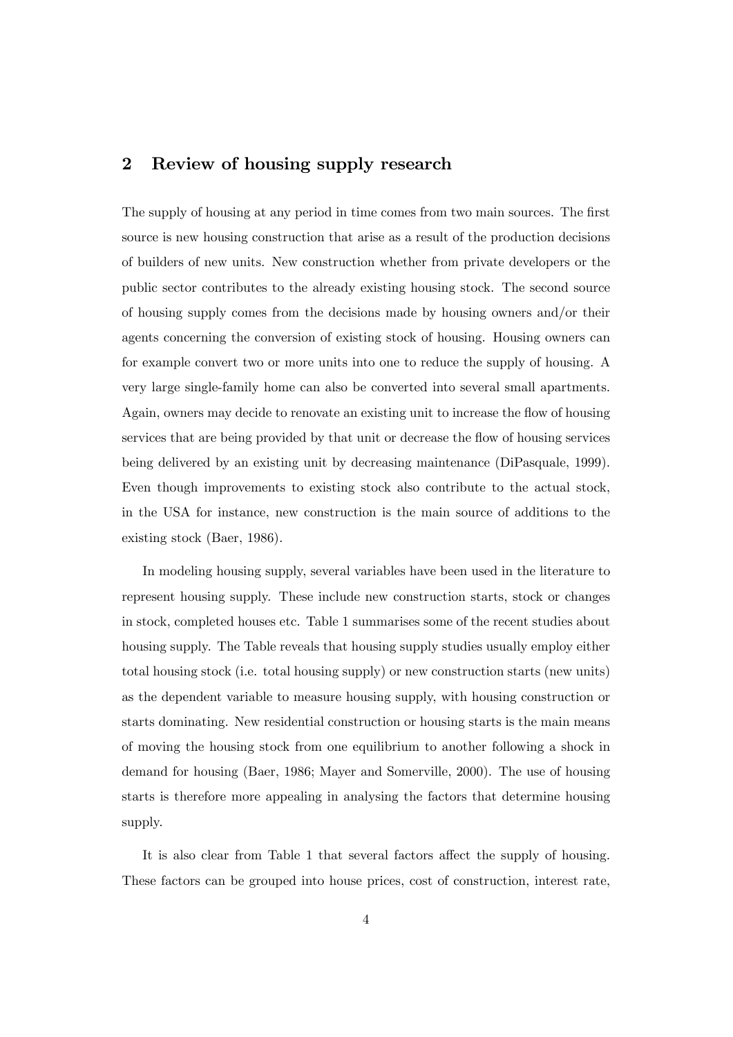## 2 Review of housing supply research

The supply of housing at any period in time comes from two main sources. The first source is new housing construction that arise as a result of the production decisions of builders of new units. New construction whether from private developers or the public sector contributes to the already existing housing stock. The second source of housing supply comes from the decisions made by housing owners and/or their agents concerning the conversion of existing stock of housing. Housing owners can for example convert two or more units into one to reduce the supply of housing. A very large single-family home can also be converted into several small apartments. Again, owners may decide to renovate an existing unit to increase the flow of housing services that are being provided by that unit or decrease the flow of housing services being delivered by an existing unit by decreasing maintenance (DiPasquale, 1999). Even though improvements to existing stock also contribute to the actual stock, in the USA for instance, new construction is the main source of additions to the existing stock (Baer, 1986).

In modeling housing supply, several variables have been used in the literature to represent housing supply. These include new construction starts, stock or changes in stock, completed houses etc. Table 1 summarises some of the recent studies about housing supply. The Table reveals that housing supply studies usually employ either total housing stock (i.e. total housing supply) or new construction starts (new units) as the dependent variable to measure housing supply, with housing construction or starts dominating. New residential construction or housing starts is the main means of moving the housing stock from one equilibrium to another following a shock in demand for housing (Baer, 1986; Mayer and Somerville, 2000). The use of housing starts is therefore more appealing in analysing the factors that determine housing supply.

It is also clear from Table 1 that several factors affect the supply of housing. These factors can be grouped into house prices, cost of construction, interest rate,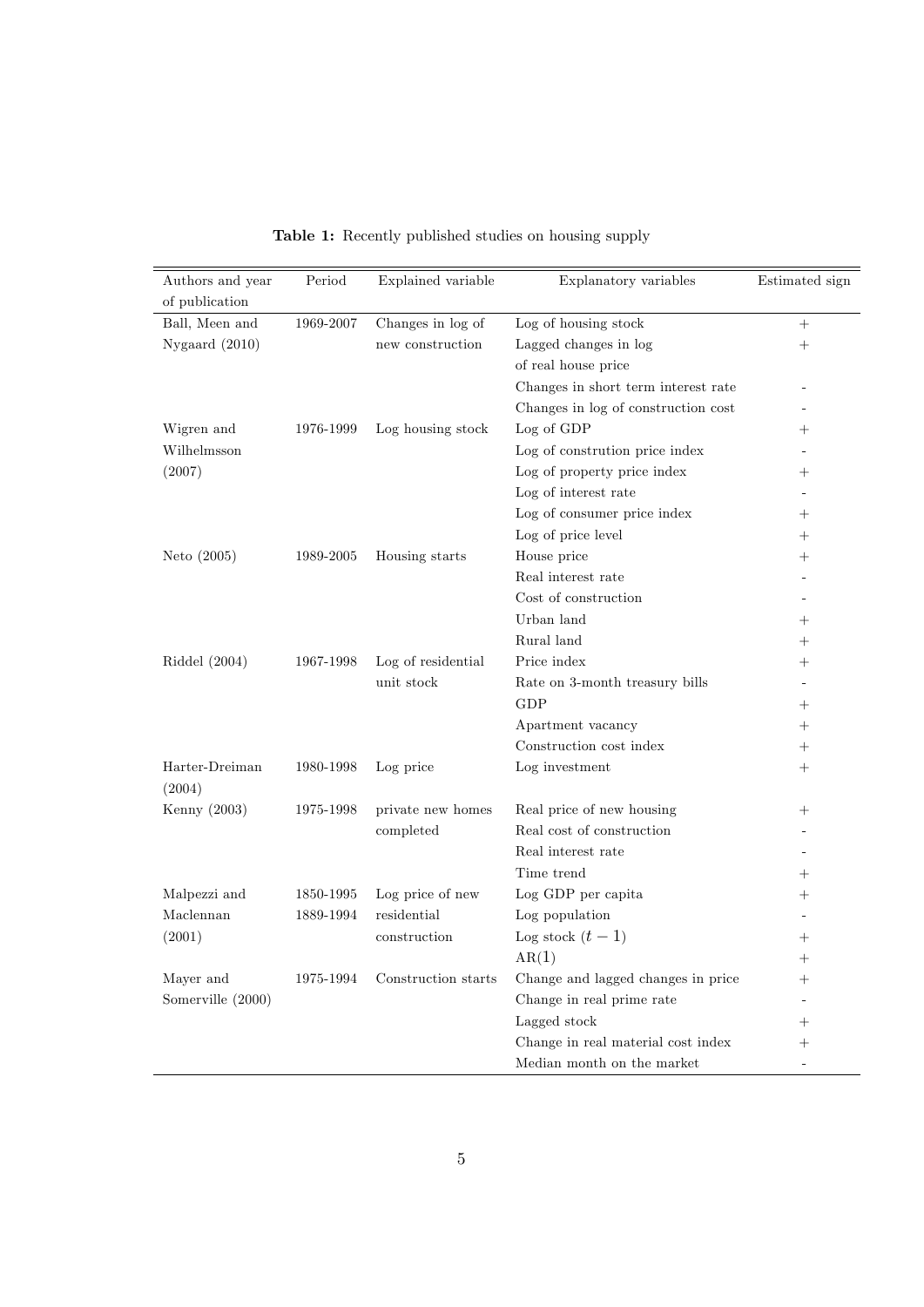**Table 1:** Recently published studies on housing supply

| Authors and year of publication | Period | Explained variable | Explanatory variables | Estimated sign |
|---|---|---|---|---|
| Ball, Meen and Nygaard (2010) | 1969-2007 | Changes in log of new construction | Log of housing stock | + |
| | | | Lagged changes in log of real house price | + |
| | | | Changes in short term interest rate | - |
| | | | Changes in log of construction cost | - |
| Wigren and Wilhelmsson (2007) | 1976-1999 | Log housing stock | Log of GDP | + |
| | | | Log of constrution price index | - |
| | | | Log of property price index | + |
| | | | Log of interest rate | - |
| | | | Log of consumer price index | + |
| | | | Log of price level | + |
| Neto (2005) | 1989-2005 | Housing starts | House price | + |
| | | | Real interest rate | - |
| | | | Cost of construction | - |
| | | | Urban land | + |
| | | | Rural land | + |
| Riddel (2004) | 1967-1998 | Log of residential unit stock | Price index | + |
| | | | Rate on 3-month treasury bills | - |
| | | | GDP | + |
| | | | Apartment vacancy | + |
| | | | Construction cost index | + |
| Harter-Dreiman (2004) | 1980-1998 | Log price | Log investment | + |
| Kenny (2003) | 1975-1998 | private new homes completed | Real price of new housing | + |
| | | | Real cost of construction | - |
| | | | Real interest rate | - |
| | | | Time trend | + |
| Malpezzi and Maclennan (2001) | 1850-1995 1889-1994 | Log price of new residential construction | Log GDP per capita | + |
| | | | Log population | - |
| | | | Log stock $(t-1)$ | + |
| | | | AR(1) | + |
| Mayer and Somerville (2000) | 1975-1994 | Construction starts | Change and lagged changes in price | + |
| | | | Change in real prime rate | - |
| | | | Lagged stock | + |
| | | | Change in real material cost index | + |
| | | | Median month on the market | - |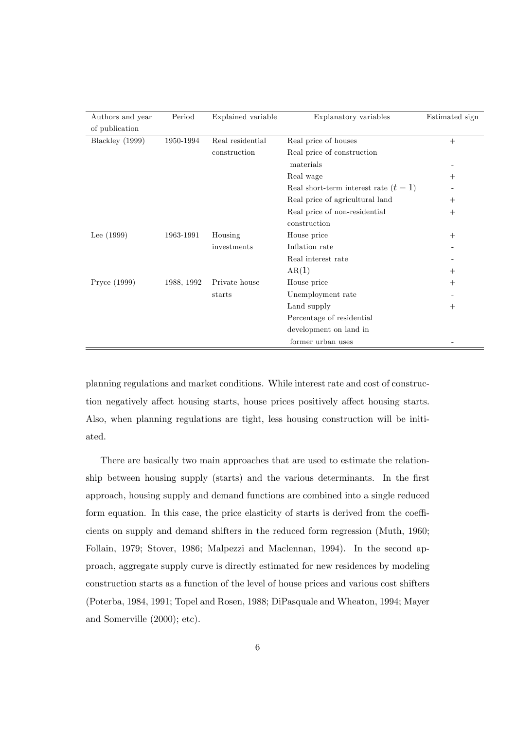| Authors and year of publication | Period | Explained variable | Explanatory variables | Estimated sign |
|---|---|---|---|---|
| Blackley (1999) | 1950-1994 | Real residential construction | Real price of houses | + |
| | | | Real price of construction materials | - |
| | | | Real wage | + |
| | | | Real short-term interest rate $(t-1)$ | - |
| | | | Real price of agricultural land | + |
| | | | Real price of non-residential construction | + |
| Lee (1999) | 1963-1991 | Housing investments | House price | + |
| | | | Inflation rate | - |
| | | | Real interest rate | - |
| | | | AR(1) | + |
| Pryce (1999) | 1988, 1992 | Private house starts | House price | + |
| | | | Unemployment rate | - |
| | | | Land supply | + |
| | | | Percentage of residential development on land in former urban uses | - |

planning regulations and market conditions. While interest rate and cost of construction negatively affect housing starts, house prices positively affect housing starts. Also, when planning regulations are tight, less housing construction will be initiated.

There are basically two main approaches that are used to estimate the relationship between housing supply (starts) and the various determinants. In the first approach, housing supply and demand functions are combined into a single reduced form equation. In this case, the price elasticity of starts is derived from the coefficients on supply and demand shifters in the reduced form regression (Muth, 1960; Follain, 1979; Stover, 1986; Malpezzi and Maclennan, 1994). In the second approach, aggregate supply curve is directly estimated for new residences by modeling construction starts as a function of the level of house prices and various cost shifters (Poterba, 1984, 1991; Topel and Rosen, 1988; DiPasquale and Wheaton, 1994; Mayer and Somerville (2000); etc).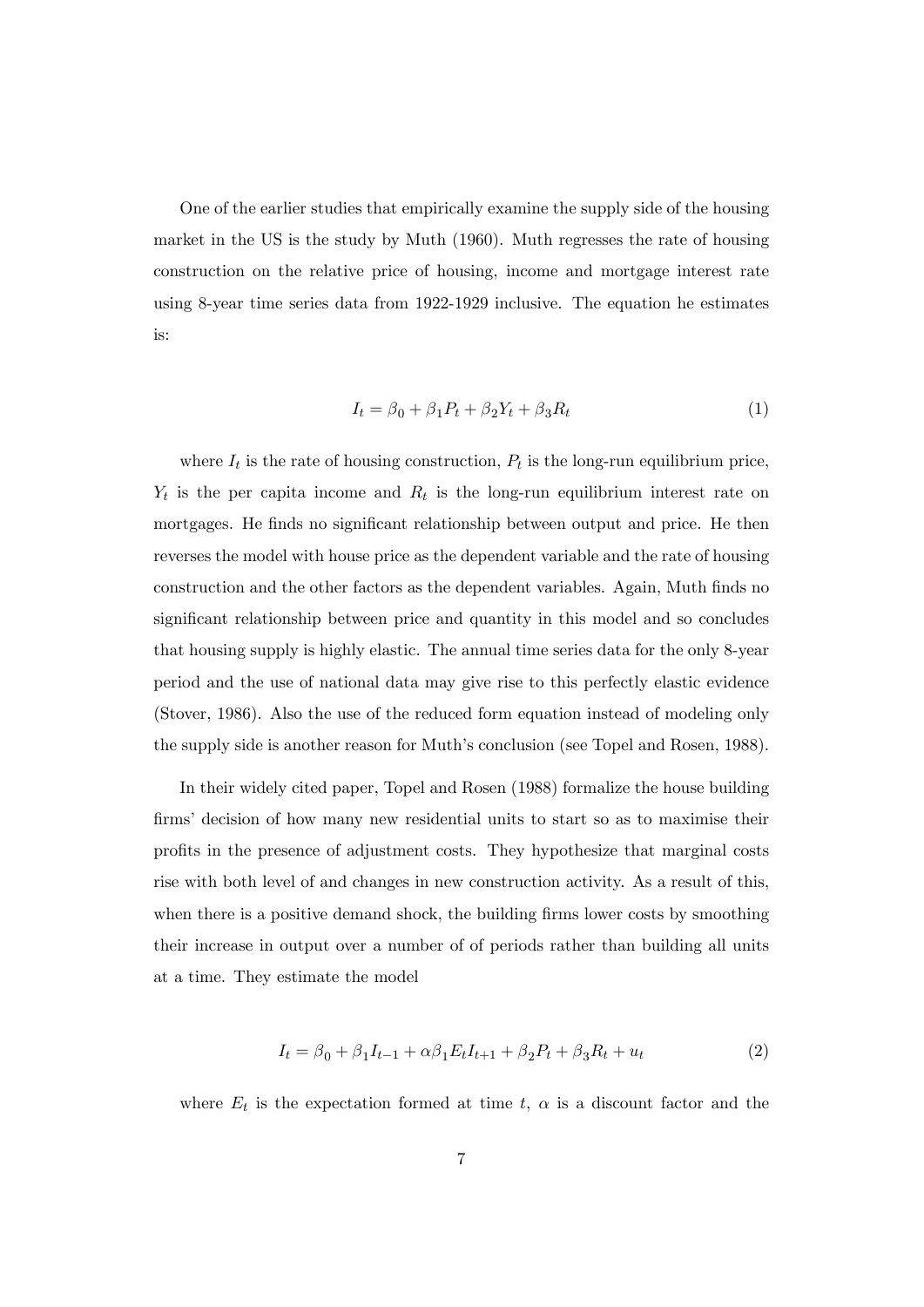One of the earlier studies that empirically examine the supply side of the housing market in the US is the study by Muth (1960). Muth regresses the rate of housing construction on the relative price of housing, income and mortgage interest rate using 8-year time series data from 1922-1929 inclusive. The equation he estimates is:

$$I_t = \beta_0 + \beta_1 P_t + \beta_2 Y_t + \beta_3 R_t \tag{1}$$

where $I_t$ is the rate of housing construction, $P_t$ is the long-run equilibrium price, $Y_t$ is the per capita income and $R_t$ is the long-run equilibrium interest rate on mortgages. He finds no significant relationship between output and price. He then reverses the model with house price as the dependent variable and the rate of housing construction and the other factors as the dependent variables. Again, Muth finds no significant relationship between price and quantity in this model and so concludes that housing supply is highly elastic. The annual time series data for the only 8-year period and the use of national data may give rise to this perfectly elastic evidence (Stover, 1986). Also the use of the reduced form equation instead of modeling only the supply side is another reason for Muth's conclusion (see Topel and Rosen, 1988).

In their widely cited paper, Topel and Rosen (1988) formalize the house building firms' decision of how many new residential units to start so as to maximise their profits in the presence of adjustment costs. They hypothesize that marginal costs rise with both level of and changes in new construction activity. As a result of this, when there is a positive demand shock, the building firms lower costs by smoothing their increase in output over a number of of periods rather than building all units at a time. They estimate the model

$$I_t = \beta_0 + \beta_1 I_{t-1} + \alpha\beta_1 E_t I_{t+1} + \beta_2 P_t + \beta_3 R_t + u_t \tag{2}$$

where $E_t$ is the expectation formed at time $t$, $\alpha$ is a discount factor and the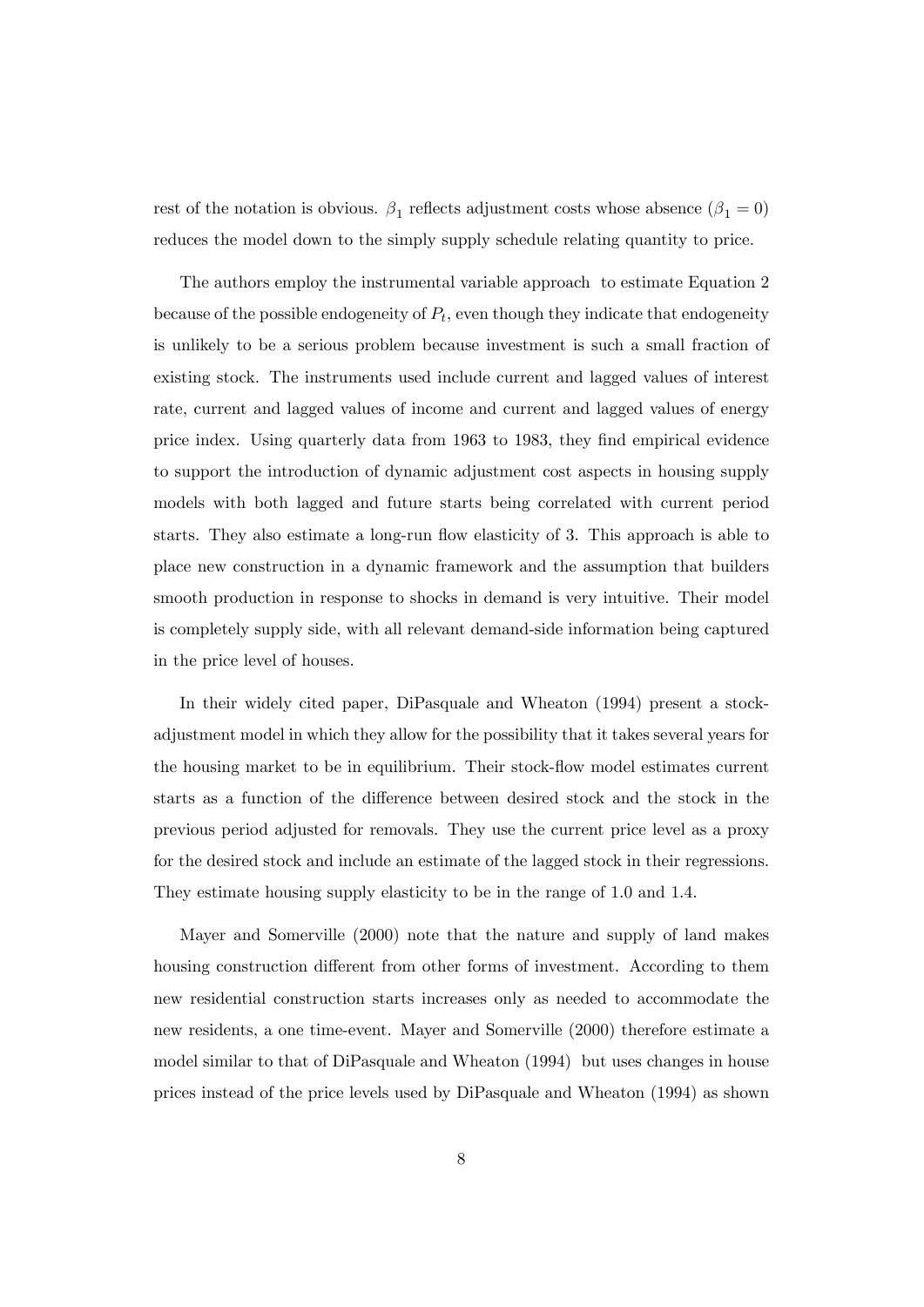rest of the notation is obvious. $\beta_1$ reflects adjustment costs whose absence ($\beta_1 = 0$) reduces the model down to the simply supply schedule relating quantity to price.

The authors employ the instrumental variable approach to estimate Equation 2 because of the possible endogeneity of $P_t$, even though they indicate that endogeneity is unlikely to be a serious problem because investment is such a small fraction of existing stock. The instruments used include current and lagged values of interest rate, current and lagged values of income and current and lagged values of energy price index. Using quarterly data from 1963 to 1983, they find empirical evidence to support the introduction of dynamic adjustment cost aspects in housing supply models with both lagged and future starts being correlated with current period starts. They also estimate a long-run flow elasticity of 3. This approach is able to place new construction in a dynamic framework and the assumption that builders smooth production in response to shocks in demand is very intuitive. Their model is completely supply side, with all relevant demand-side information being captured in the price level of houses.

In their widely cited paper, DiPasquale and Wheaton (1994) present a stock-adjustment model in which they allow for the possibility that it takes several years for the housing market to be in equilibrium. Their stock-flow model estimates current starts as a function of the difference between desired stock and the stock in the previous period adjusted for removals. They use the current price level as a proxy for the desired stock and include an estimate of the lagged stock in their regressions. They estimate housing supply elasticity to be in the range of 1.0 and 1.4.

Mayer and Somerville (2000) note that the nature and supply of land makes housing construction different from other forms of investment. According to them new residential construction starts increases only as needed to accommodate the new residents, a one time-event. Mayer and Somerville (2000) therefore estimate a model similar to that of DiPasquale and Wheaton (1994) but uses changes in house prices instead of the price levels used by DiPasquale and Wheaton (1994) as shown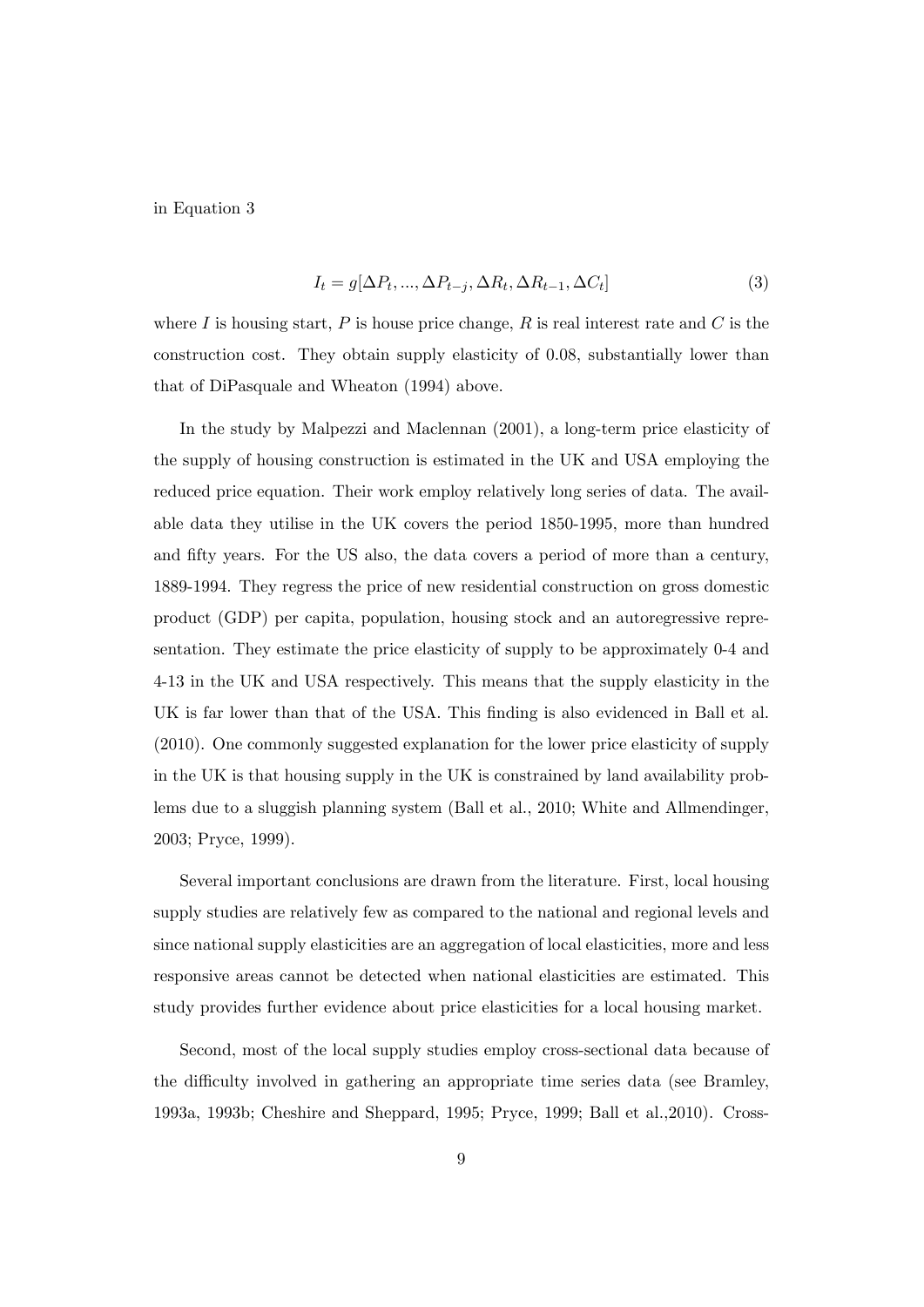in Equation 3

$$I_t = g[\Delta P_t, ..., \Delta P_{t-j}, \Delta R_t, \Delta R_{t-1}, \Delta C_t] \tag{3}$$

where $I$ is housing start, $P$ is house price change, $R$ is real interest rate and $C$ is the construction cost. They obtain supply elasticity of 0.08, substantially lower than that of DiPasquale and Wheaton (1994) above.

In the study by Malpezzi and Maclennan (2001), a long-term price elasticity of the supply of housing construction is estimated in the UK and USA employing the reduced price equation. Their work employ relatively long series of data. The available data they utilise in the UK covers the period 1850-1995, more than hundred and fifty years. For the US also, the data covers a period of more than a century, 1889-1994. They regress the price of new residential construction on gross domestic product (GDP) per capita, population, housing stock and an autoregressive representation. They estimate the price elasticity of supply to be approximately 0-4 and 4-13 in the UK and USA respectively. This means that the supply elasticity in the UK is far lower than that of the USA. This finding is also evidenced in Ball et al. (2010). One commonly suggested explanation for the lower price elasticity of supply in the UK is that housing supply in the UK is constrained by land availability problems due to a sluggish planning system (Ball et al., 2010; White and Allmendinger, 2003; Pryce, 1999).

Several important conclusions are drawn from the literature. First, local housing supply studies are relatively few as compared to the national and regional levels and since national supply elasticities are an aggregation of local elasticities, more and less responsive areas cannot be detected when national elasticities are estimated. This study provides further evidence about price elasticities for a local housing market.

Second, most of the local supply studies employ cross-sectional data because of the difficulty involved in gathering an appropriate time series data (see Bramley, 1993a, 1993b; Cheshire and Sheppard, 1995; Pryce, 1999; Ball et al.,2010). Cross-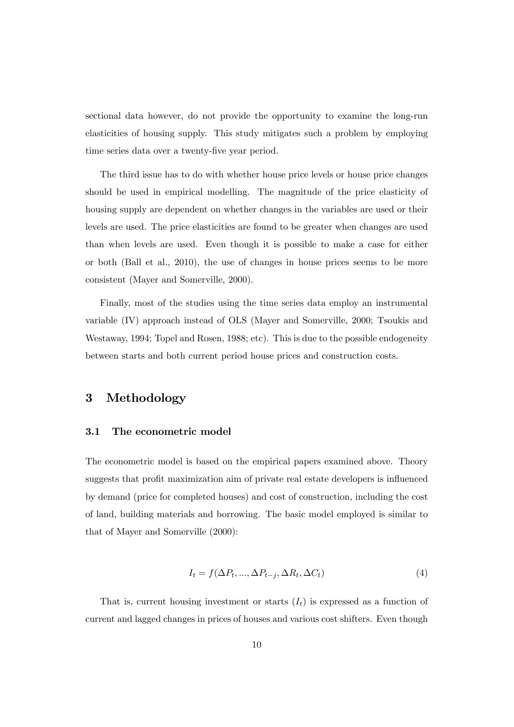sectional data however, do not provide the opportunity to examine the long-run elasticities of housing supply. This study mitigates such a problem by employing time series data over a twenty-five year period.

The third issue has to do with whether house price levels or house price changes should be used in empirical modelling. The magnitude of the price elasticity of housing supply are dependent on whether changes in the variables are used or their levels are used. The price elasticities are found to be greater when changes are used than when levels are used. Even though it is possible to make a case for either or both (Ball et al., 2010), the use of changes in house prices seems to be more consistent (Mayer and Somerville, 2000).

Finally, most of the studies using the time series data employ an instrumental variable (IV) approach instead of OLS (Mayer and Somerville, 2000; Tsoukis and Westaway, 1994; Topel and Rosen, 1988; etc). This is due to the possible endogeneity between starts and both current period house prices and construction costs.

# 3 Methodology

## 3.1 The econometric model

The econometric model is based on the empirical papers examined above. Theory suggests that profit maximization aim of private real estate developers is influenced by demand (price for completed houses) and cost of construction, including the cost of land, building materials and borrowing. The basic model employed is similar to that of Mayer and Somerville (2000):

$$I_t = f(\Delta P_t, ..., \Delta P_{t-j}, \Delta R_t, \Delta C_t) \tag{4}$$

That is, current housing investment or starts ($I_t$) is expressed as a function of current and lagged changes in prices of houses and various cost shifters. Even though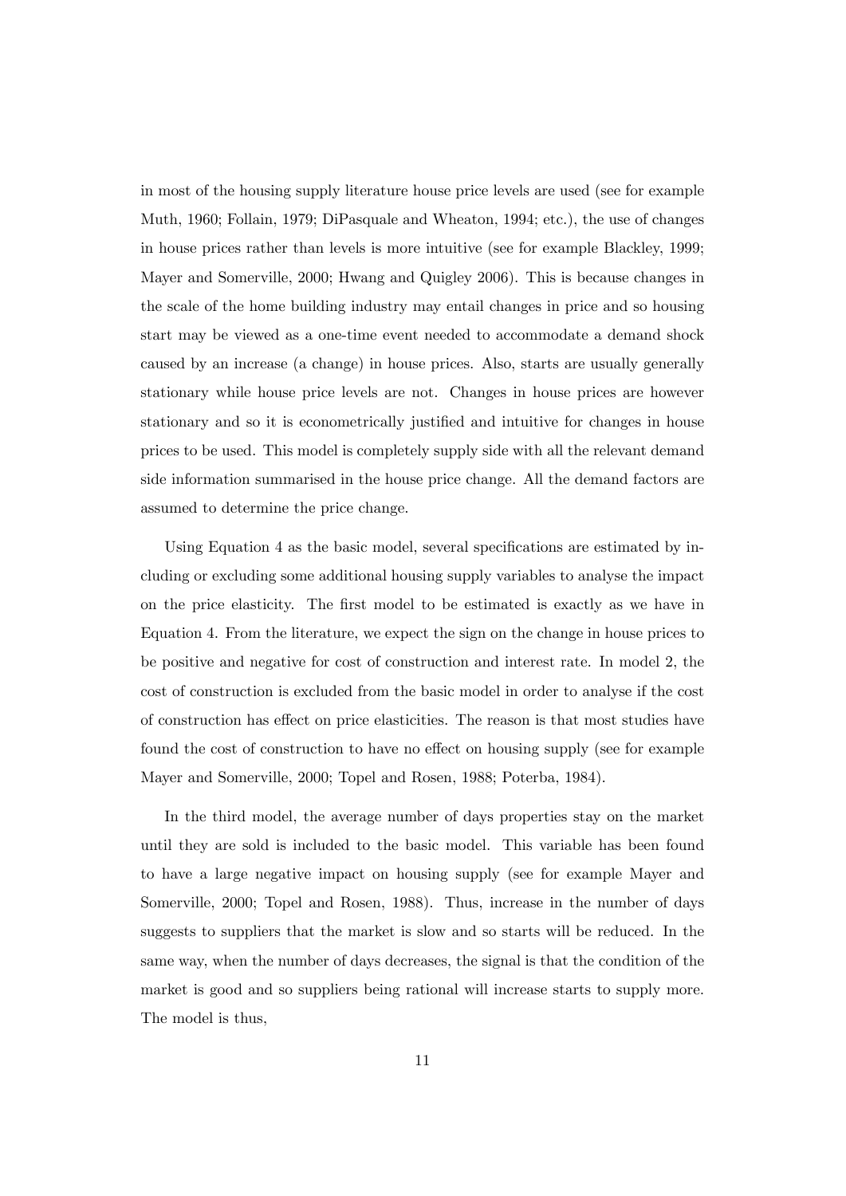in most of the housing supply literature house price levels are used (see for example Muth, 1960; Follain, 1979; DiPasquale and Wheaton, 1994; etc.), the use of changes in house prices rather than levels is more intuitive (see for example Blackley, 1999; Mayer and Somerville, 2000; Hwang and Quigley 2006). This is because changes in the scale of the home building industry may entail changes in price and so housing start may be viewed as a one-time event needed to accommodate a demand shock caused by an increase (a change) in house prices. Also, starts are usually generally stationary while house price levels are not. Changes in house prices are however stationary and so it is econometrically justified and intuitive for changes in house prices to be used. This model is completely supply side with all the relevant demand side information summarised in the house price change. All the demand factors are assumed to determine the price change.

Using Equation 4 as the basic model, several specifications are estimated by including or excluding some additional housing supply variables to analyse the impact on the price elasticity. The first model to be estimated is exactly as we have in Equation 4. From the literature, we expect the sign on the change in house prices to be positive and negative for cost of construction and interest rate. In model 2, the cost of construction is excluded from the basic model in order to analyse if the cost of construction has effect on price elasticities. The reason is that most studies have found the cost of construction to have no effect on housing supply (see for example Mayer and Somerville, 2000; Topel and Rosen, 1988; Poterba, 1984).

In the third model, the average number of days properties stay on the market until they are sold is included to the basic model. This variable has been found to have a large negative impact on housing supply (see for example Mayer and Somerville, 2000; Topel and Rosen, 1988). Thus, increase in the number of days suggests to suppliers that the market is slow and so starts will be reduced. In the same way, when the number of days decreases, the signal is that the condition of the market is good and so suppliers being rational will increase starts to supply more. The model is thus,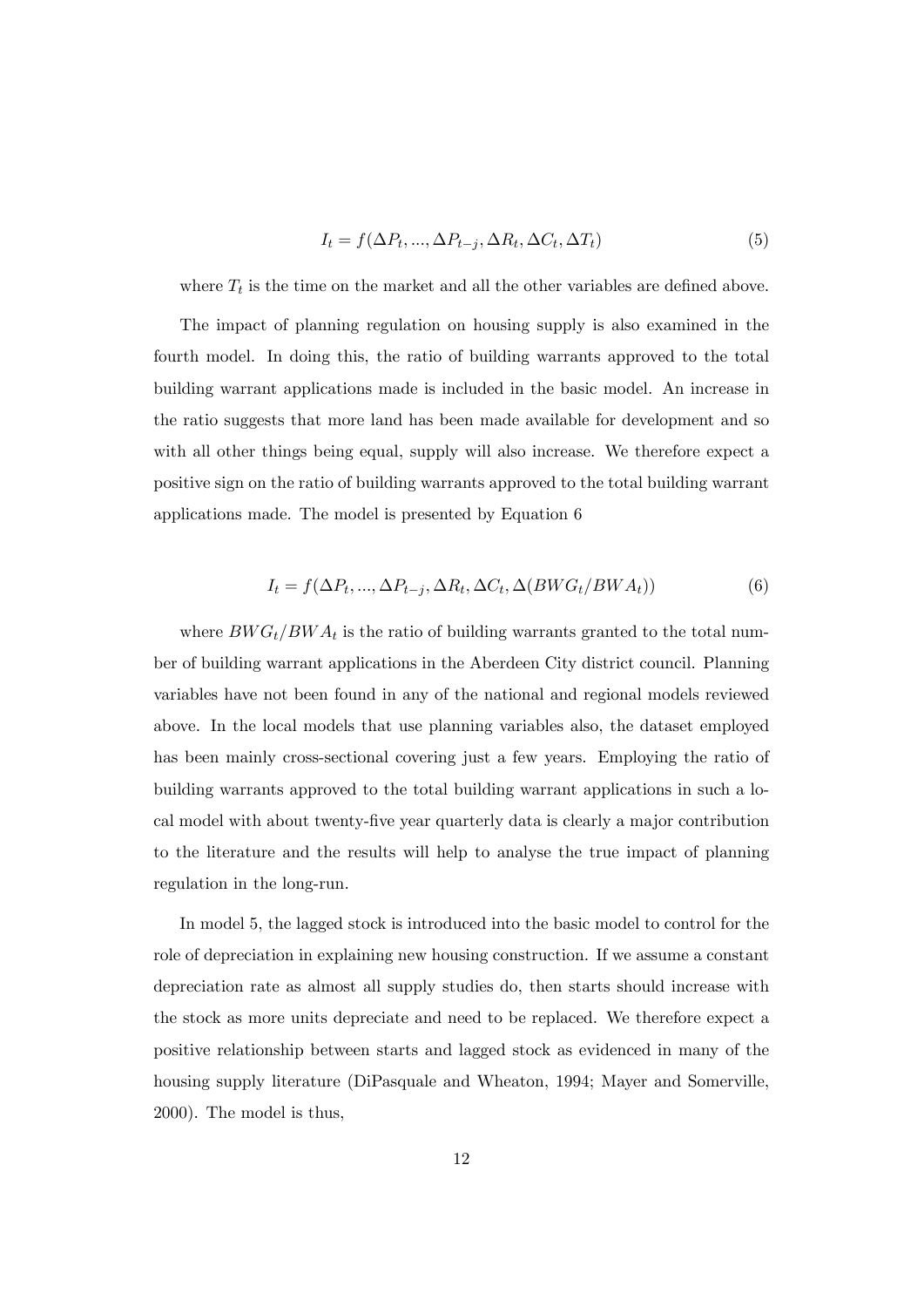$$I_t = f(\Delta P_t, ..., \Delta P_{t-j}, \Delta R_t, \Delta C_t, \Delta T_t) \tag{5}$$

where $T_t$ is the time on the market and all the other variables are defined above.

The impact of planning regulation on housing supply is also examined in the fourth model. In doing this, the ratio of building warrants approved to the total building warrant applications made is included in the basic model. An increase in the ratio suggests that more land has been made available for development and so with all other things being equal, supply will also increase. We therefore expect a positive sign on the ratio of building warrants approved to the total building warrant applications made. The model is presented by Equation 6

$$I_t = f(\Delta P_t, ..., \Delta P_{t-j}, \Delta R_t, \Delta C_t, \Delta(BWG_t/BWA_t)) \tag{6}$$

where $BWG_t/BWA_t$ is the ratio of building warrants granted to the total number of building warrant applications in the Aberdeen City district council. Planning variables have not been found in any of the national and regional models reviewed above. In the local models that use planning variables also, the dataset employed has been mainly cross-sectional covering just a few years. Employing the ratio of building warrants approved to the total building warrant applications in such a local model with about twenty-five year quarterly data is clearly a major contribution to the literature and the results will help to analyse the true impact of planning regulation in the long-run.

In model 5, the lagged stock is introduced into the basic model to control for the role of depreciation in explaining new housing construction. If we assume a constant depreciation rate as almost all supply studies do, then starts should increase with the stock as more units depreciate and need to be replaced. We therefore expect a positive relationship between starts and lagged stock as evidenced in many of the housing supply literature (DiPasquale and Wheaton, 1994; Mayer and Somerville, 2000). The model is thus,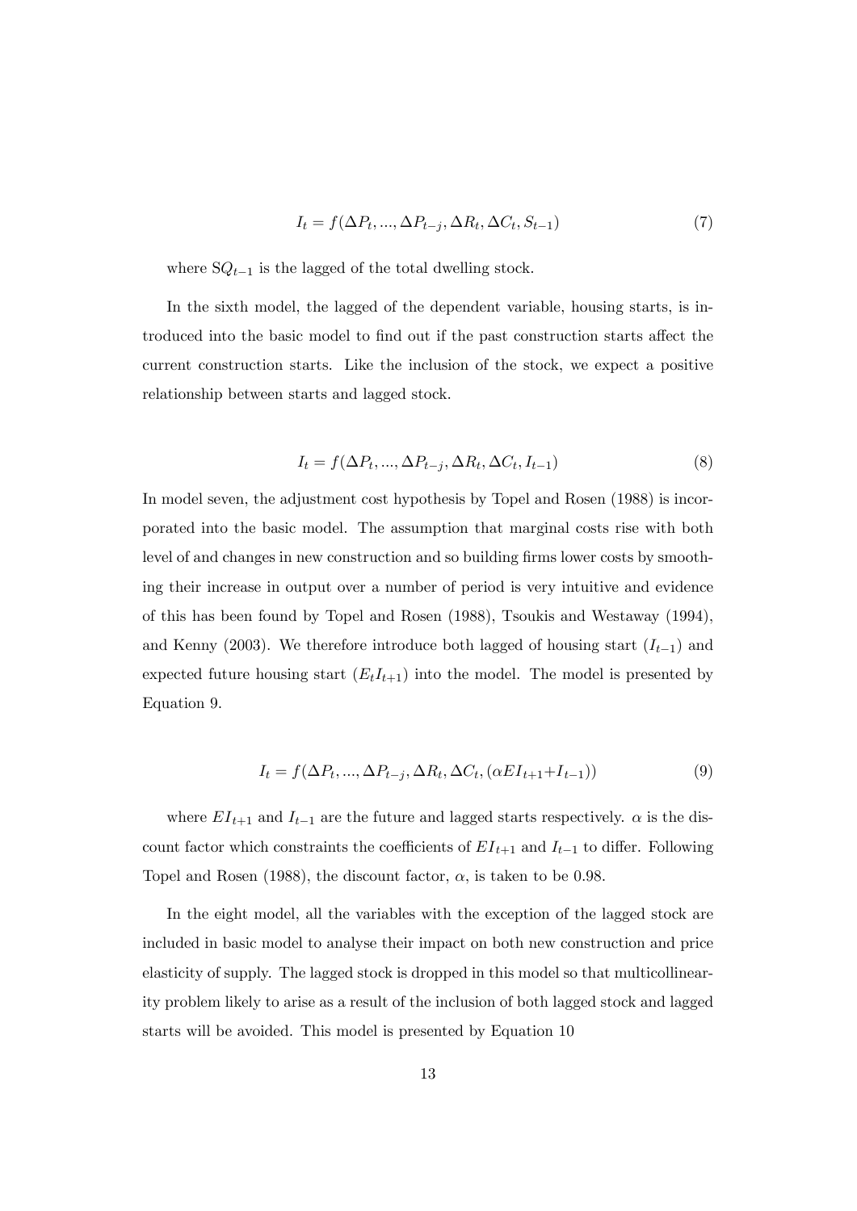$$I_t = f(\Delta P_t, ..., \Delta P_{t-j}, \Delta R_t, \Delta C_t, S_{t-1}) \tag{7}$$

where $SQ_{t-1}$ is the lagged of the total dwelling stock.

In the sixth model, the lagged of the dependent variable, housing starts, is introduced into the basic model to find out if the past construction starts affect the current construction starts. Like the inclusion of the stock, we expect a positive relationship between starts and lagged stock.

$$I_t = f(\Delta P_t, ..., \Delta P_{t-j}, \Delta R_t, \Delta C_t, I_{t-1}) \tag{8}$$

In model seven, the adjustment cost hypothesis by Topel and Rosen (1988) is incorporated into the basic model. The assumption that marginal costs rise with both level of and changes in new construction and so building firms lower costs by smoothing their increase in output over a number of period is very intuitive and evidence of this has been found by Topel and Rosen (1988), Tsoukis and Westaway (1994), and Kenny (2003). We therefore introduce both lagged of housing start ($I_{t-1}$) and expected future housing start ($E_t I_{t+1}$) into the model. The model is presented by Equation 9.

$$I_t = f(\Delta P_t, ..., \Delta P_{t-j}, \Delta R_t, \Delta C_t, (\alpha EI_{t+1} + I_{t-1})) \tag{9}$$

where $EI_{t+1}$ and $I_{t-1}$ are the future and lagged starts respectively. $\alpha$ is the discount factor which constraints the coefficients of $EI_{t+1}$ and $I_{t-1}$ to differ. Following Topel and Rosen (1988), the discount factor, $\alpha$, is taken to be 0.98.

In the eight model, all the variables with the exception of the lagged stock are included in basic model to analyse their impact on both new construction and price elasticity of supply. The lagged stock is dropped in this model so that multicollinearity problem likely to arise as a result of the inclusion of both lagged stock and lagged starts will be avoided. This model is presented by Equation 10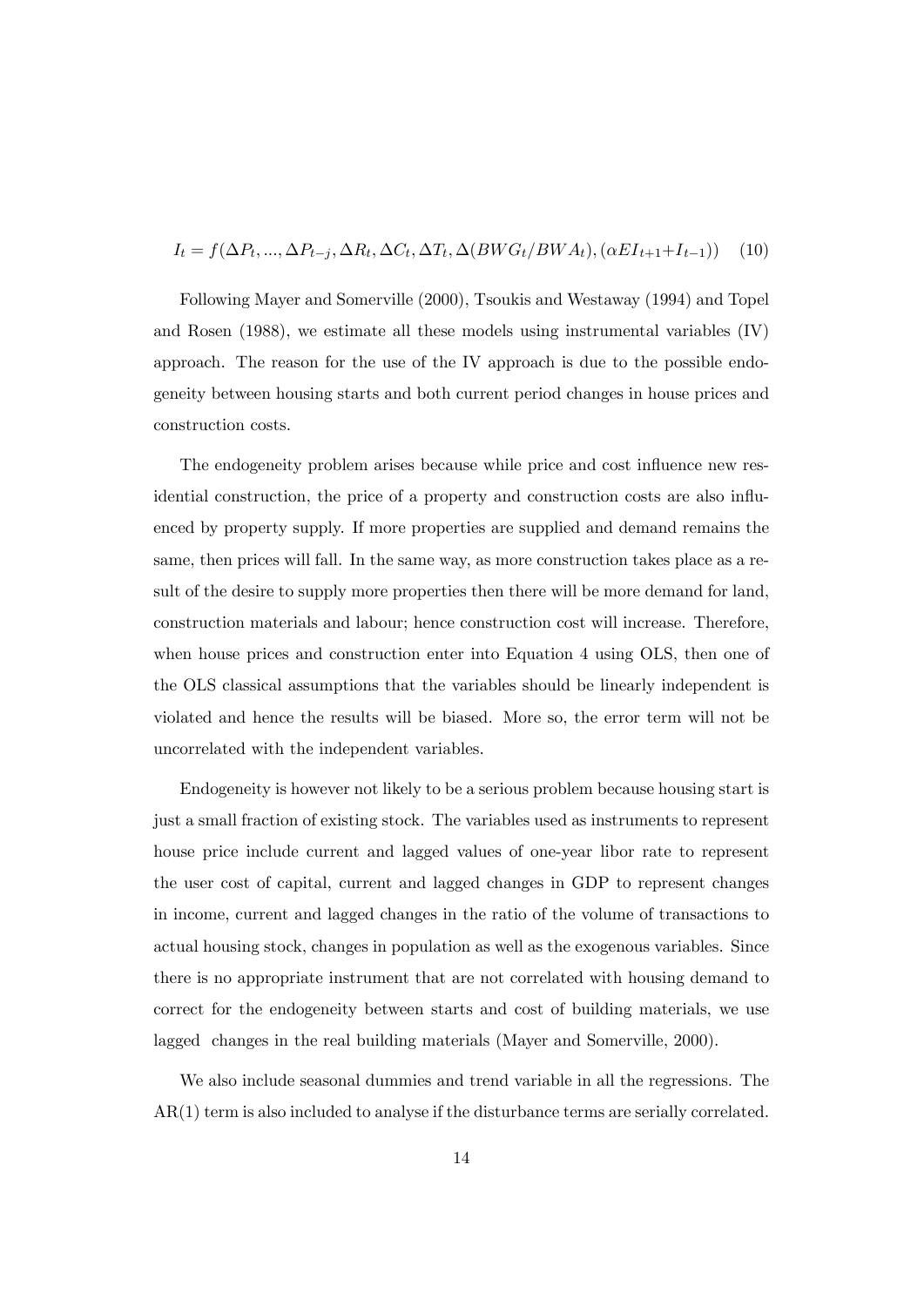$$I_t = f(\Delta P_t, ..., \Delta P_{t-j}, \Delta R_t, \Delta C_t, \Delta T_t, \Delta(BWG_t/BWA_t), (\alpha EI_{t+1}+I_{t-1})) \quad (10)$$

Following Mayer and Somerville (2000), Tsoukis and Westaway (1994) and Topel and Rosen (1988), we estimate all these models using instrumental variables (IV) approach. The reason for the use of the IV approach is due to the possible endogeneity between housing starts and both current period changes in house prices and construction costs.

The endogeneity problem arises because while price and cost influence new residential construction, the price of a property and construction costs are also influenced by property supply. If more properties are supplied and demand remains the same, then prices will fall. In the same way, as more construction takes place as a result of the desire to supply more properties then there will be more demand for land, construction materials and labour; hence construction cost will increase. Therefore, when house prices and construction enter into Equation 4 using OLS, then one of the OLS classical assumptions that the variables should be linearly independent is violated and hence the results will be biased. More so, the error term will not be uncorrelated with the independent variables.

Endogeneity is however not likely to be a serious problem because housing start is just a small fraction of existing stock. The variables used as instruments to represent house price include current and lagged values of one-year libor rate to represent the user cost of capital, current and lagged changes in GDP to represent changes in income, current and lagged changes in the ratio of the volume of transactions to actual housing stock, changes in population as well as the exogenous variables. Since there is no appropriate instrument that are not correlated with housing demand to correct for the endogeneity between starts and cost of building materials, we use lagged changes in the real building materials (Mayer and Somerville, 2000).

We also include seasonal dummies and trend variable in all the regressions. The AR(1) term is also included to analyse if the disturbance terms are serially correlated.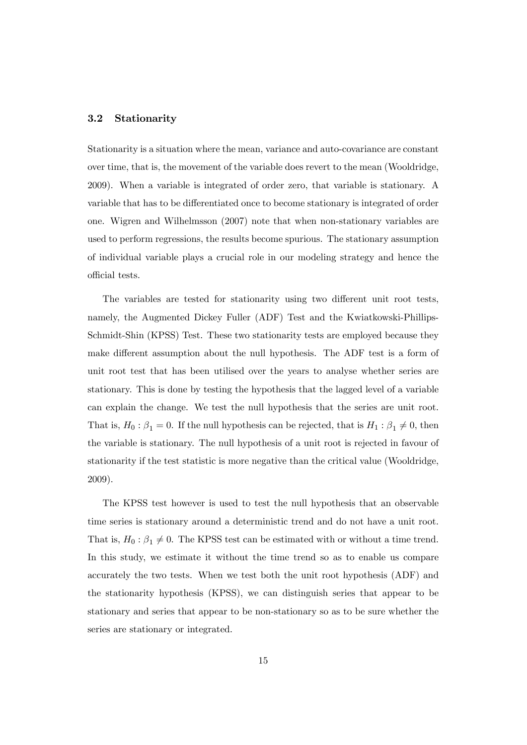### 3.2 Stationarity

Stationarity is a situation where the mean, variance and auto-covariance are constant over time, that is, the movement of the variable does revert to the mean (Wooldridge, 2009). When a variable is integrated of order zero, that variable is stationary. A variable that has to be differentiated once to become stationary is integrated of order one. Wigren and Wilhelmsson (2007) note that when non-stationary variables are used to perform regressions, the results become spurious. The stationary assumption of individual variable plays a crucial role in our modeling strategy and hence the official tests.

The variables are tested for stationarity using two different unit root tests, namely, the Augmented Dickey Fuller (ADF) Test and the Kwiatkowski-Phillips-Schmidt-Shin (KPSS) Test. These two stationarity tests are employed because they make different assumption about the null hypothesis. The ADF test is a form of unit root test that has been utilised over the years to analyse whether series are stationary. This is done by testing the hypothesis that the lagged level of a variable can explain the change. We test the null hypothesis that the series are unit root. That is, $H_0 : \beta_1 = 0$. If the null hypothesis can be rejected, that is $H_1 : \beta_1 \neq 0$, then the variable is stationary. The null hypothesis of a unit root is rejected in favour of stationarity if the test statistic is more negative than the critical value (Wooldridge, 2009).

The KPSS test however is used to test the null hypothesis that an observable time series is stationary around a deterministic trend and do not have a unit root. That is, $H_0 : \beta_1 \neq 0$. The KPSS test can be estimated with or without a time trend. In this study, we estimate it without the time trend so as to enable us compare accurately the two tests. When we test both the unit root hypothesis (ADF) and the stationarity hypothesis (KPSS), we can distinguish series that appear to be stationary and series that appear to be non-stationary so as to be sure whether the series are stationary or integrated.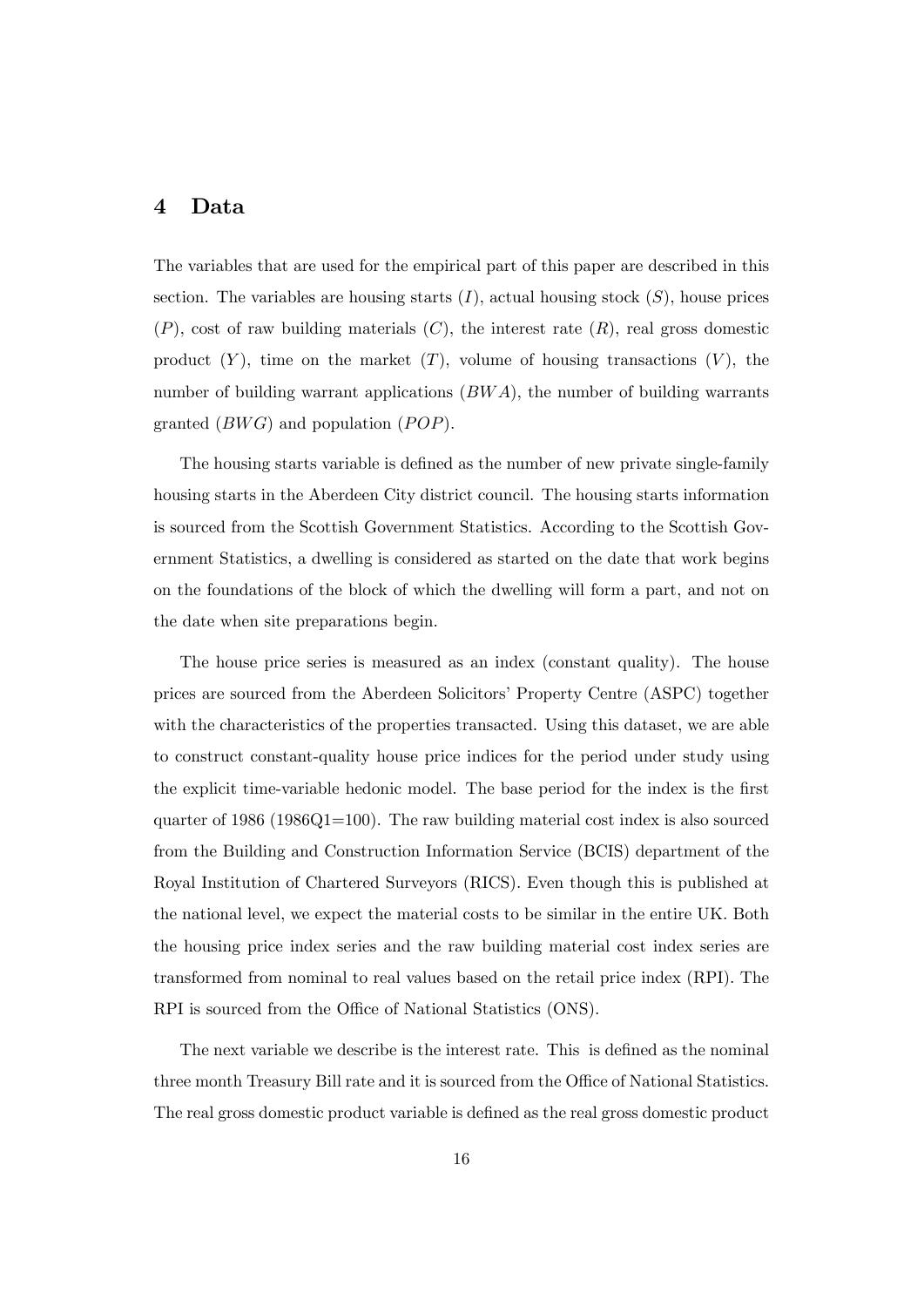## 4 Data

The variables that are used for the empirical part of this paper are described in this section. The variables are housing starts ($I$), actual housing stock ($S$), house prices ($P$), cost of raw building materials ($C$), the interest rate ($R$), real gross domestic product ($Y$), time on the market ($T$), volume of housing transactions ($V$), the number of building warrant applications ($BWA$), the number of building warrants granted ($BWG$) and population ($POP$).

The housing starts variable is defined as the number of new private single-family housing starts in the Aberdeen City district council. The housing starts information is sourced from the Scottish Government Statistics. According to the Scottish Government Statistics, a dwelling is considered as started on the date that work begins on the foundations of the block of which the dwelling will form a part, and not on the date when site preparations begin.

The house price series is measured as an index (constant quality). The house prices are sourced from the Aberdeen Solicitors' Property Centre (ASPC) together with the characteristics of the properties transacted. Using this dataset, we are able to construct constant-quality house price indices for the period under study using the explicit time-variable hedonic model. The base period for the index is the first quarter of 1986 (1986Q1=100). The raw building material cost index is also sourced from the Building and Construction Information Service (BCIS) department of the Royal Institution of Chartered Surveyors (RICS). Even though this is published at the national level, we expect the material costs to be similar in the entire UK. Both the housing price index series and the raw building material cost index series are transformed from nominal to real values based on the retail price index (RPI). The RPI is sourced from the Office of National Statistics (ONS).

The next variable we describe is the interest rate. This is defined as the nominal three month Treasury Bill rate and it is sourced from the Office of National Statistics. The real gross domestic product variable is defined as the real gross domestic product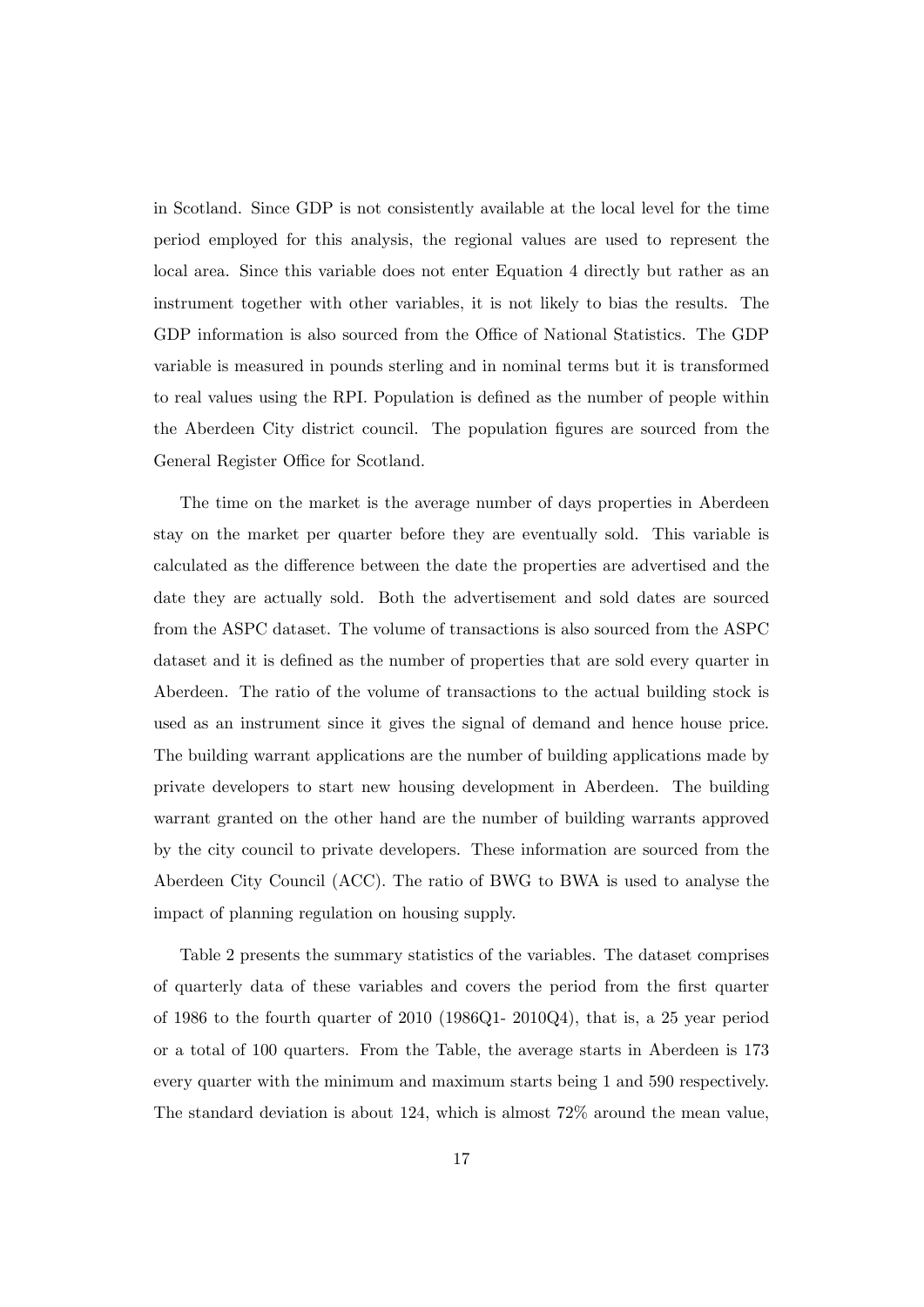in Scotland. Since GDP is not consistently available at the local level for the time period employed for this analysis, the regional values are used to represent the local area. Since this variable does not enter Equation 4 directly but rather as an instrument together with other variables, it is not likely to bias the results. The GDP information is also sourced from the Office of National Statistics. The GDP variable is measured in pounds sterling and in nominal terms but it is transformed to real values using the RPI. Population is defined as the number of people within the Aberdeen City district council. The population figures are sourced from the General Register Office for Scotland.

The time on the market is the average number of days properties in Aberdeen stay on the market per quarter before they are eventually sold. This variable is calculated as the difference between the date the properties are advertised and the date they are actually sold. Both the advertisement and sold dates are sourced from the ASPC dataset. The volume of transactions is also sourced from the ASPC dataset and it is defined as the number of properties that are sold every quarter in Aberdeen. The ratio of the volume of transactions to the actual building stock is used as an instrument since it gives the signal of demand and hence house price. The building warrant applications are the number of building applications made by private developers to start new housing development in Aberdeen. The building warrant granted on the other hand are the number of building warrants approved by the city council to private developers. These information are sourced from the Aberdeen City Council (ACC). The ratio of BWG to BWA is used to analyse the impact of planning regulation on housing supply.

Table 2 presents the summary statistics of the variables. The dataset comprises of quarterly data of these variables and covers the period from the first quarter of 1986 to the fourth quarter of 2010 (1986Q1- 2010Q4), that is, a 25 year period or a total of 100 quarters. From the Table, the average starts in Aberdeen is 173 every quarter with the minimum and maximum starts being 1 and 590 respectively. The standard deviation is about 124, which is almost 72% around the mean value,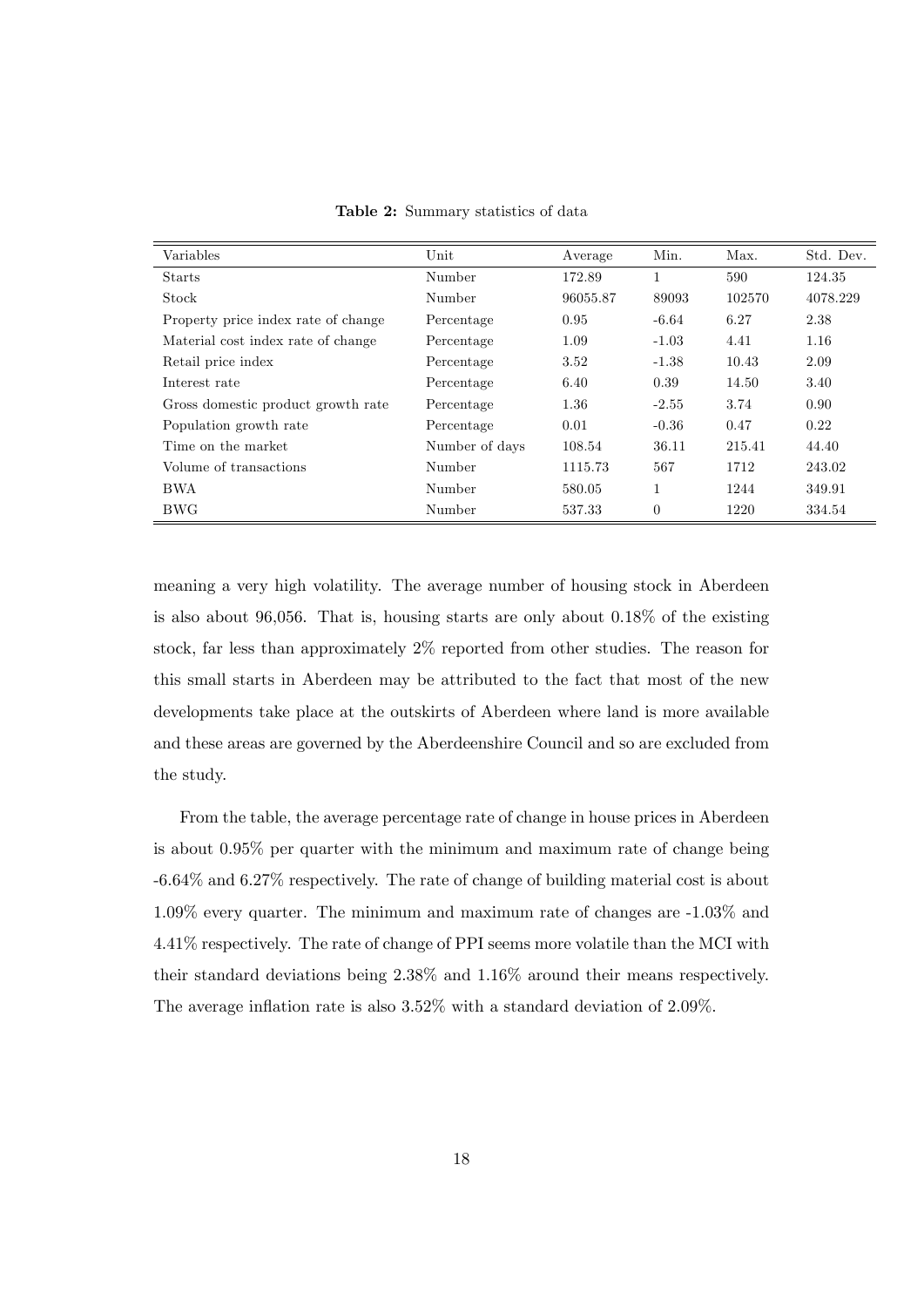**Table 2:** Summary statistics of data

| Variables | Unit | Average | Min. | Max. | Std. Dev. |
|---|---|---|---|---|---|
| Starts | Number | 172.89 | 1 | 590 | 124.35 |
| Stock | Number | 96055.87 | 89093 | 102570 | 4078.229 |
| Property price index rate of change | Percentage | 0.95 | -6.64 | 6.27 | 2.38 |
| Material cost index rate of change | Percentage | 1.09 | -1.03 | 4.41 | 1.16 |
| Retail price index | Percentage | 3.52 | -1.38 | 10.43 | 2.09 |
| Interest rate | Percentage | 6.40 | 0.39 | 14.50 | 3.40 |
| Gross domestic product growth rate | Percentage | 1.36 | -2.55 | 3.74 | 0.90 |
| Population growth rate | Percentage | 0.01 | -0.36 | 0.47 | 0.22 |
| Time on the market | Number of days | 108.54 | 36.11 | 215.41 | 44.40 |
| Volume of transactions | Number | 1115.73 | 567 | 1712 | 243.02 |
| BWA | Number | 580.05 | 1 | 1244 | 349.91 |
| BWG | Number | 537.33 | 0 | 1220 | 334.54 |

meaning a very high volatility. The average number of housing stock in Aberdeen is also about 96,056. That is, housing starts are only about 0.18% of the existing stock, far less than approximately 2% reported from other studies. The reason for this small starts in Aberdeen may be attributed to the fact that most of the new developments take place at the outskirts of Aberdeen where land is more available and these areas are governed by the Aberdeenshire Council and so are excluded from the study.

From the table, the average percentage rate of change in house prices in Aberdeen is about 0.95% per quarter with the minimum and maximum rate of change being -6.64% and 6.27% respectively. The rate of change of building material cost is about 1.09% every quarter. The minimum and maximum rate of changes are -1.03% and 4.41% respectively. The rate of change of PPI seems more volatile than the MCI with their standard deviations being 2.38% and 1.16% around their means respectively. The average inflation rate is also 3.52% with a standard deviation of 2.09%.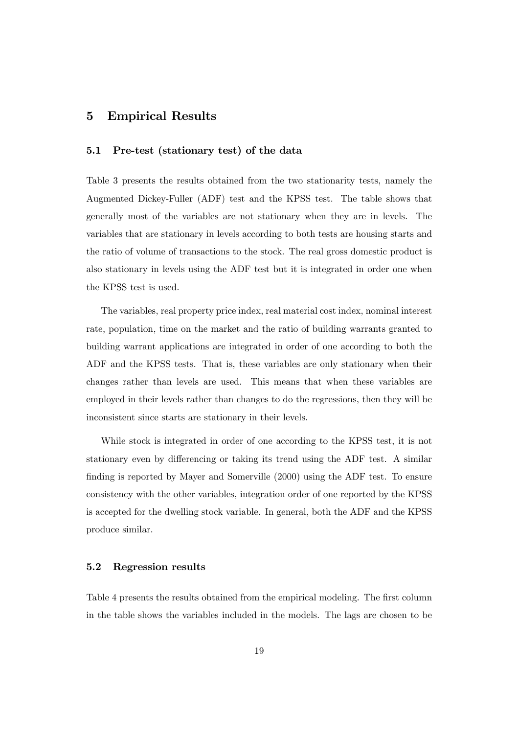## 5 Empirical Results

### 5.1 Pre-test (stationary test) of the data

Table 3 presents the results obtained from the two stationarity tests, namely the Augmented Dickey-Fuller (ADF) test and the KPSS test. The table shows that generally most of the variables are not stationary when they are in levels. The variables that are stationary in levels according to both tests are housing starts and the ratio of volume of transactions to the stock. The real gross domestic product is also stationary in levels using the ADF test but it is integrated in order one when the KPSS test is used.

The variables, real property price index, real material cost index, nominal interest rate, population, time on the market and the ratio of building warrants granted to building warrant applications are integrated in order of one according to both the ADF and the KPSS tests. That is, these variables are only stationary when their changes rather than levels are used. This means that when these variables are employed in their levels rather than changes to do the regressions, then they will be inconsistent since starts are stationary in their levels.

While stock is integrated in order of one according to the KPSS test, it is not stationary even by differencing or taking its trend using the ADF test. A similar finding is reported by Mayer and Somerville (2000) using the ADF test. To ensure consistency with the other variables, integration order of one reported by the KPSS is accepted for the dwelling stock variable. In general, both the ADF and the KPSS produce similar.

### 5.2 Regression results

Table 4 presents the results obtained from the empirical modeling. The first column in the table shows the variables included in the models. The lags are chosen to be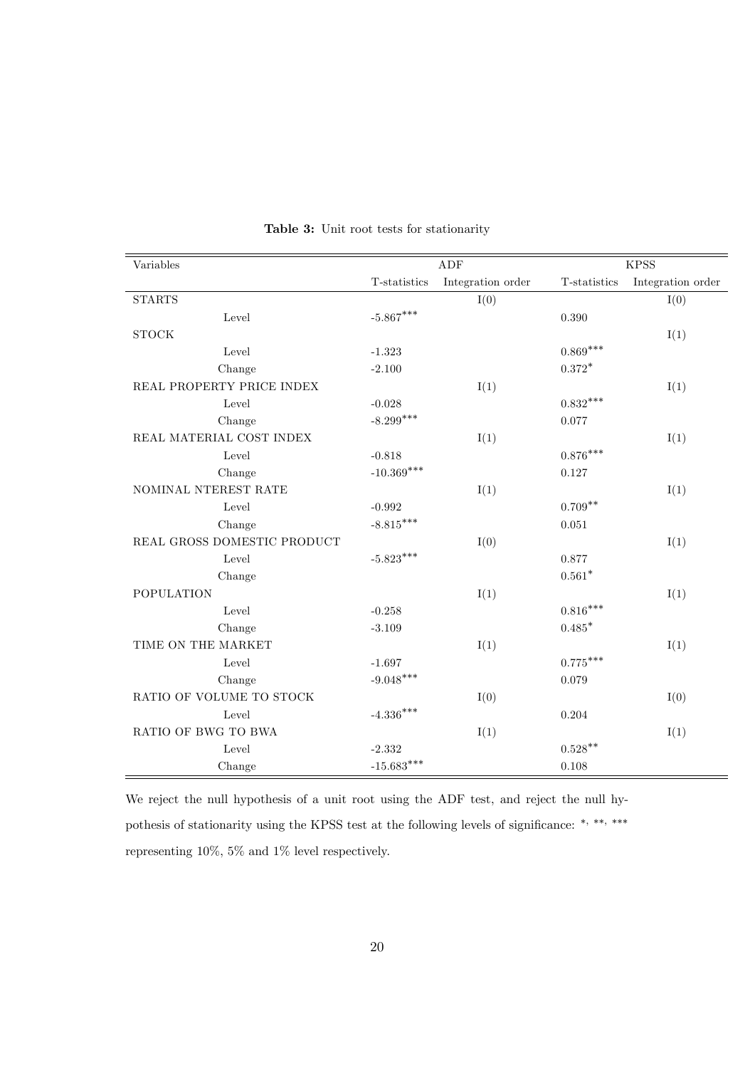**Table 3:** Unit root tests for stationarity

| Variables | ADF | | KPSS | |
|---|---|---|---|---|
| | T-statistics | Integration order | T-statistics | Integration order |
| STARTS | | I(0) | | I(0) |
| Level | $-5.867^{***}$ | | 0.390 | |
| STOCK | | | | I(1) |
| Level | -1.323 | | $0.869^{***}$ | |
| Change | -2.100 | | $0.372^{*}$ | |
| REAL PROPERTY PRICE INDEX | | I(1) | | I(1) |
| Level | -0.028 | | $0.832^{***}$ | |
| Change | $-8.299^{***}$ | | 0.077 | |
| REAL MATERIAL COST INDEX | | I(1) | | I(1) |
| Level | -0.818 | | $0.876^{***}$ | |
| Change | $-10.369^{***}$ | | 0.127 | |
| NOMINAL NTEREST RATE | | I(1) | | I(1) |
| Level | -0.992 | | $0.709^{**}$ | |
| Change | $-8.815^{***}$ | | 0.051 | |
| REAL GROSS DOMESTIC PRODUCT | | I(0) | | I(1) |
| Level | $-5.823^{***}$ | | 0.877 | |
| Change | | | $0.561^{*}$ | |
| POPULATION | | I(1) | | I(1) |
| Level | -0.258 | | $0.816^{***}$ | |
| Change | -3.109 | | $0.485^{*}$ | |
| TIME ON THE MARKET | | I(1) | | I(1) |
| Level | -1.697 | | $0.775^{***}$ | |
| Change | $-9.048^{***}$ | | 0.079 | |
| RATIO OF VOLUME TO STOCK | | I(0) | | I(0) |
| Level | $-4.336^{***}$ | | 0.204 | |
| RATIO OF BWG TO BWA | | I(1) | | I(1) |
| Level | -2.332 | | $0.528^{**}$ | |
| Change | $-15.683^{***}$ | | 0.108 | |

We reject the null hypothesis of a unit root using the ADF test, and reject the null hypothesis of stationarity using the KPSS test at the following levels of significance: *, **, *** representing 10%, 5% and 1% level respectively.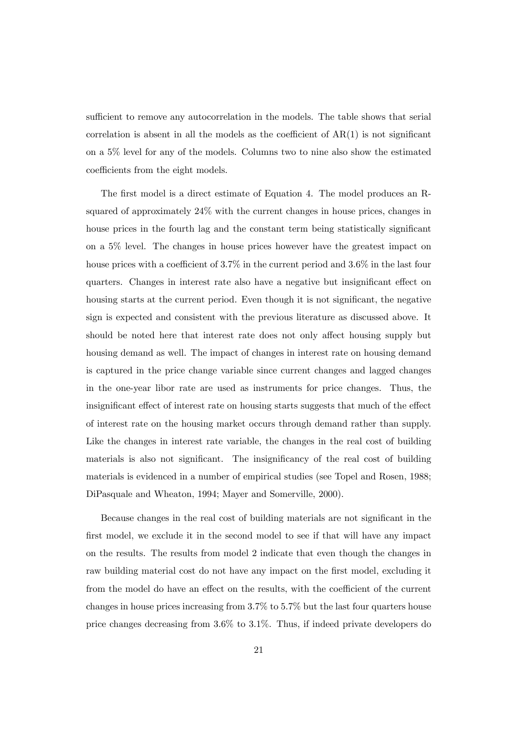sufficient to remove any autocorrelation in the models. The table shows that serial correlation is absent in all the models as the coefficient of AR(1) is not significant on a 5% level for any of the models. Columns two to nine also show the estimated coefficients from the eight models.

The first model is a direct estimate of Equation 4. The model produces an R-squared of approximately 24% with the current changes in house prices, changes in house prices in the fourth lag and the constant term being statistically significant on a 5% level. The changes in house prices however have the greatest impact on house prices with a coefficient of 3.7% in the current period and 3.6% in the last four quarters. Changes in interest rate also have a negative but insignificant effect on housing starts at the current period. Even though it is not significant, the negative sign is expected and consistent with the previous literature as discussed above. It should be noted here that interest rate does not only affect housing supply but housing demand as well. The impact of changes in interest rate on housing demand is captured in the price change variable since current changes and lagged changes in the one-year libor rate are used as instruments for price changes. Thus, the insignificant effect of interest rate on housing starts suggests that much of the effect of interest rate on the housing market occurs through demand rather than supply. Like the changes in interest rate variable, the changes in the real cost of building materials is also not significant. The insignificancy of the real cost of building materials is evidenced in a number of empirical studies (see Topel and Rosen, 1988; DiPasquale and Wheaton, 1994; Mayer and Somerville, 2000).

Because changes in the real cost of building materials are not significant in the first model, we exclude it in the second model to see if that will have any impact on the results. The results from model 2 indicate that even though the changes in raw building material cost do not have any impact on the first model, excluding it from the model do have an effect on the results, with the coefficient of the current changes in house prices increasing from 3.7% to 5.7% but the last four quarters house price changes decreasing from 3.6% to 3.1%. Thus, if indeed private developers do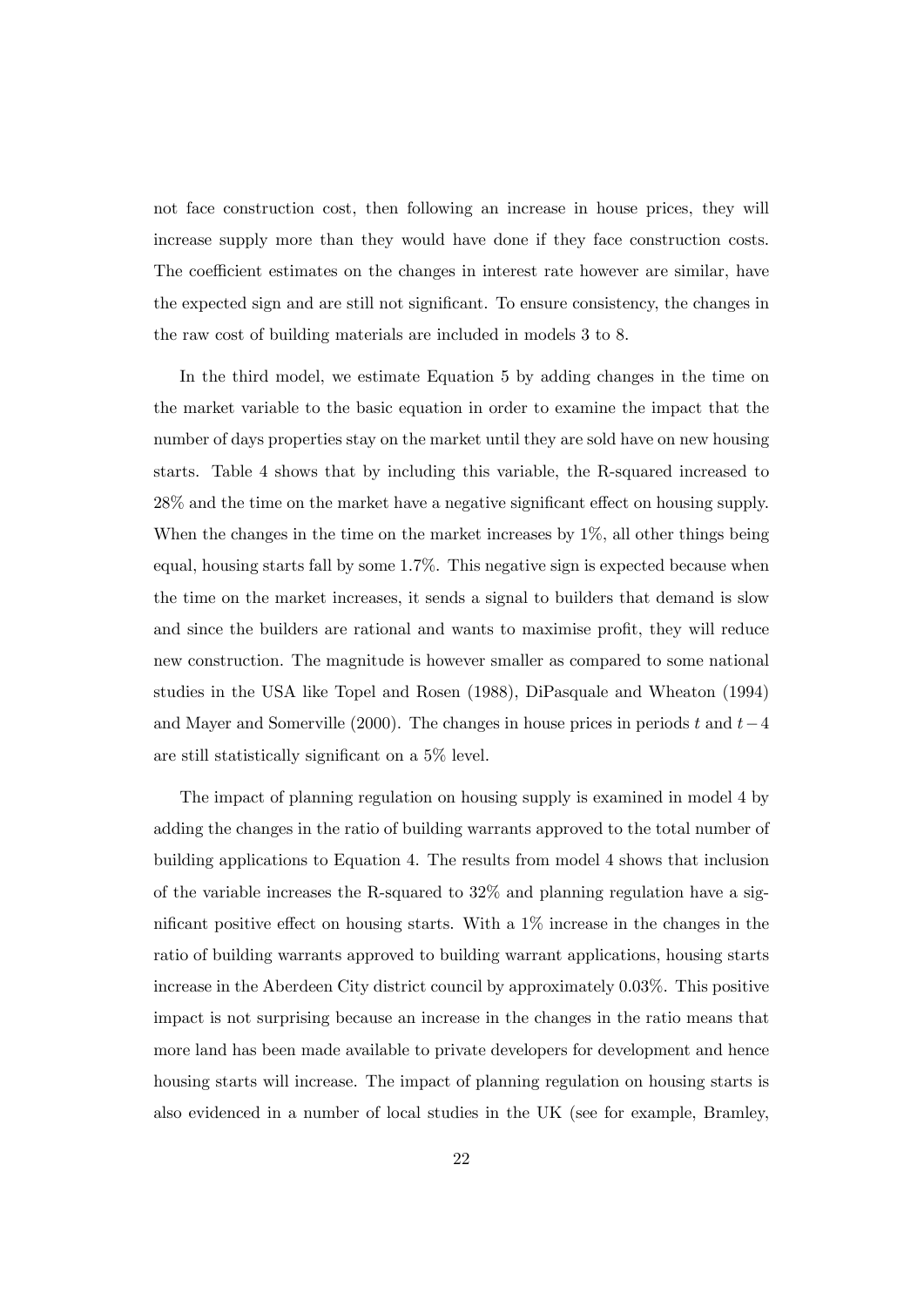not face construction cost, then following an increase in house prices, they will increase supply more than they would have done if they face construction costs. The coefficient estimates on the changes in interest rate however are similar, have the expected sign and are still not significant. To ensure consistency, the changes in the raw cost of building materials are included in models 3 to 8.

In the third model, we estimate Equation 5 by adding changes in the time on the market variable to the basic equation in order to examine the impact that the number of days properties stay on the market until they are sold have on new housing starts. Table 4 shows that by including this variable, the R-squared increased to 28% and the time on the market have a negative significant effect on housing supply. When the changes in the time on the market increases by 1%, all other things being equal, housing starts fall by some 1.7%. This negative sign is expected because when the time on the market increases, it sends a signal to builders that demand is slow and since the builders are rational and wants to maximise profit, they will reduce new construction. The magnitude is however smaller as compared to some national studies in the USA like Topel and Rosen (1988), DiPasquale and Wheaton (1994) and Mayer and Somerville (2000). The changes in house prices in periods $t$ and $t-4$ are still statistically significant on a 5% level.

The impact of planning regulation on housing supply is examined in model 4 by adding the changes in the ratio of building warrants approved to the total number of building applications to Equation 4. The results from model 4 shows that inclusion of the variable increases the R-squared to 32% and planning regulation have a significant positive effect on housing starts. With a 1% increase in the changes in the ratio of building warrants approved to building warrant applications, housing starts increase in the Aberdeen City district council by approximately 0.03%. This positive impact is not surprising because an increase in the changes in the ratio means that more land has been made available to private developers for development and hence housing starts will increase. The impact of planning regulation on housing starts is also evidenced in a number of local studies in the UK (see for example, Bramley,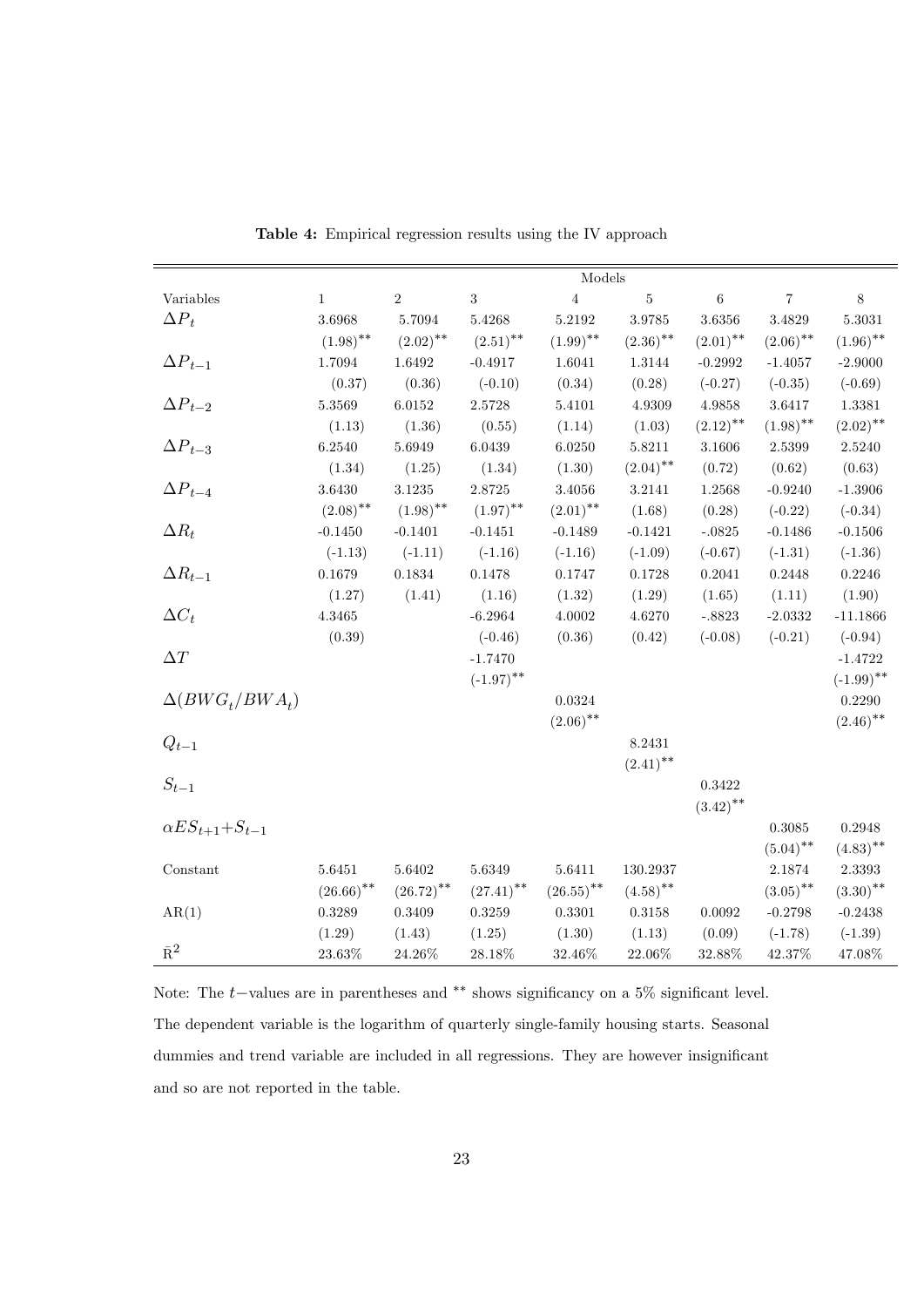**Table 4:** Empirical regression results using the IV approach

| | Models | | | | | | | |
|---|---|---|---|---|---|---|---|---|
| Variables | 1 | 2 | 3 | 4 | 5 | 6 | 7 | 8 |
| $\Delta P_t$ | 3.6968 | 5.7094 | 5.4268 | 5.2192 | 3.9785 | 3.6356 | 3.4829 | 5.3031 |
| | $(1.98)^{**}$ | $(2.02)^{**}$ | $(2.51)^{**}$ | $(1.99)^{**}$ | $(2.36)^{**}$ | $(2.01)^{**}$ | $(2.06)^{**}$ | $(1.96)^{**}$ |
| $\Delta P_{t-1}$ | 1.7094 | 1.6492 | -0.4917 | 1.6041 | 1.3144 | -0.2992 | -1.4057 | -2.9000 |
| | (0.37) | (0.36) | (-0.10) | (0.34) | (0.28) | (-0.27) | (-0.35) | (-0.69) |
| $\Delta P_{t-2}$ | 5.3569 | 6.0152 | 2.5728 | 5.4101 | 4.9309 | 4.9858 | 3.6417 | 1.3381 |
| | (1.13) | (1.36) | (0.55) | (1.14) | (1.03) | $(2.12)^{**}$ | $(1.98)^{**}$ | $(2.02)^{**}$ |
| $\Delta P_{t-3}$ | 6.2540 | 5.6949 | 6.0439 | 6.0250 | 5.8211 | 3.1606 | 2.5399 | 2.5240 |
| | (1.34) | (1.25) | (1.34) | (1.30) | $(2.04)^{**}$ | (0.72) | (0.62) | (0.63) |
| $\Delta P_{t-4}$ | 3.6430 | 3.1235 | 2.8725 | 3.4056 | 3.2141 | 1.2568 | -0.9240 | -1.3906 |
| | $(2.08)^{**}$ | $(1.98)^{**}$ | $(1.97)^{**}$ | $(2.01)^{**}$ | (1.68) | (0.28) | (-0.22) | (-0.34) |
| $\Delta R_t$ | -0.1450 | -0.1401 | -0.1451 | -0.1489 | -0.1421 | -.0825 | -0.1486 | -0.1506 |
| | (-1.13) | (-1.11) | (-1.16) | (-1.16) | (-1.09) | (-0.67) | (-1.31) | (-1.36) |
| $\Delta R_{t-1}$ | 0.1679 | 0.1834 | 0.1478 | 0.1747 | 0.1728 | 0.2041 | 0.2448 | 0.2246 |
| | (1.27) | (1.41) | (1.16) | (1.32) | (1.29) | (1.65) | (1.11) | (1.90) |
| $\Delta C_t$ | 4.3465 | | -6.2964 | 4.0002 | 4.6270 | -.8823 | -2.0332 | -11.1866 |
| | (0.39) | | (-0.46) | (0.36) | (0.42) | (-0.08) | (-0.21) | (-0.94) |
| $\Delta T$ | | | -1.7470 | | | | | -1.4722 |
| | | | $(-1.97)^{**}$ | | | | | $(-1.99)^{**}$ |
| $\Delta(BWG_t/BWA_t)$ | | | | 0.0324 | | | | 0.2290 |
| | | | | $(2.06)^{**}$ | | | | $(2.46)^{**}$ |
| $Q_{t-1}$ | | | | | 8.2431 | | | |
| | | | | | $(2.41)^{**}$ | | | |
| $S_{t-1}$ | | | | | | 0.3422 | | |
| | | | | | | $(3.42)^{**}$ | | |
| $\alpha ES_{t+1}+S_{t-1}$ | | | | | | | 0.3085 | 0.2948 |
| | | | | | | | $(5.04)^{**}$ | $(4.83)^{**}$ |
| Constant | 5.6451 | 5.6402 | 5.6349 | 5.6411 | 130.2937 | | 2.1874 | 2.3393 |
| | $(26.66)^{**}$ | $(26.72)^{**}$ | $(27.41)^{**}$ | $(26.55)^{**}$ | $(4.58)^{**}$ | | $(3.05)^{**}$ | $(3.30)^{**}$ |
| AR(1) | 0.3289 | 0.3409 | 0.3259 | 0.3301 | 0.3158 | 0.0092 | -0.2798 | -0.2438 |
| | (1.29) | (1.43) | (1.25) | (1.30) | (1.13) | (0.09) | (-1.78) | (-1.39) |
| $\bar{R}^2$ | 23.63% | 24.26% | 28.18% | 32.46% | 22.06% | 32.88% | 42.37% | 47.08% |

Note: The $t-$values are in parentheses and ** shows significancy on a 5% significant level. The dependent variable is the logarithm of quarterly single-family housing starts. Seasonal dummies and trend variable are included in all regressions. They are however insignificant and so are not reported in the table.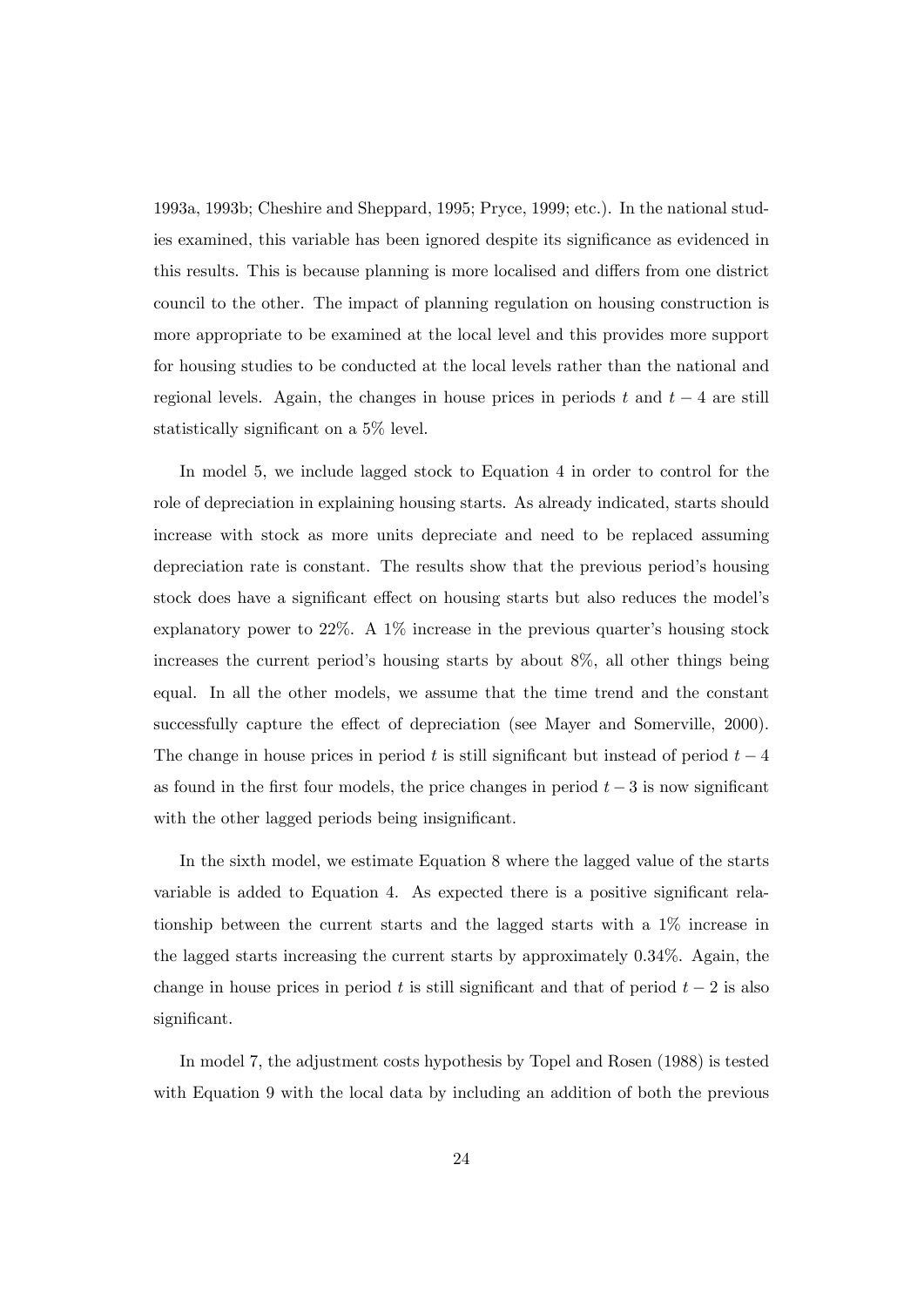1993a, 1993b; Cheshire and Sheppard, 1995; Pryce, 1999; etc.). In the national studies examined, this variable has been ignored despite its significance as evidenced in this results. This is because planning is more localised and differs from one district council to the other. The impact of planning regulation on housing construction is more appropriate to be examined at the local level and this provides more support for housing studies to be conducted at the local levels rather than the national and regional levels. Again, the changes in house prices in periods $t$ and $t-4$ are still statistically significant on a 5% level.

In model 5, we include lagged stock to Equation 4 in order to control for the role of depreciation in explaining housing starts. As already indicated, starts should increase with stock as more units depreciate and need to be replaced assuming depreciation rate is constant. The results show that the previous period's housing stock does have a significant effect on housing starts but also reduces the model's explanatory power to 22%. A 1% increase in the previous quarter's housing stock increases the current period's housing starts by about 8%, all other things being equal. In all the other models, we assume that the time trend and the constant successfully capture the effect of depreciation (see Mayer and Somerville, 2000). The change in house prices in period $t$ is still significant but instead of period $t-4$ as found in the first four models, the price changes in period $t-3$ is now significant with the other lagged periods being insignificant.

In the sixth model, we estimate Equation 8 where the lagged value of the starts variable is added to Equation 4. As expected there is a positive significant relationship between the current starts and the lagged starts with a 1% increase in the lagged starts increasing the current starts by approximately 0.34%. Again, the change in house prices in period $t$ is still significant and that of period $t-2$ is also significant.

In model 7, the adjustment costs hypothesis by Topel and Rosen (1988) is tested with Equation 9 with the local data by including an addition of both the previous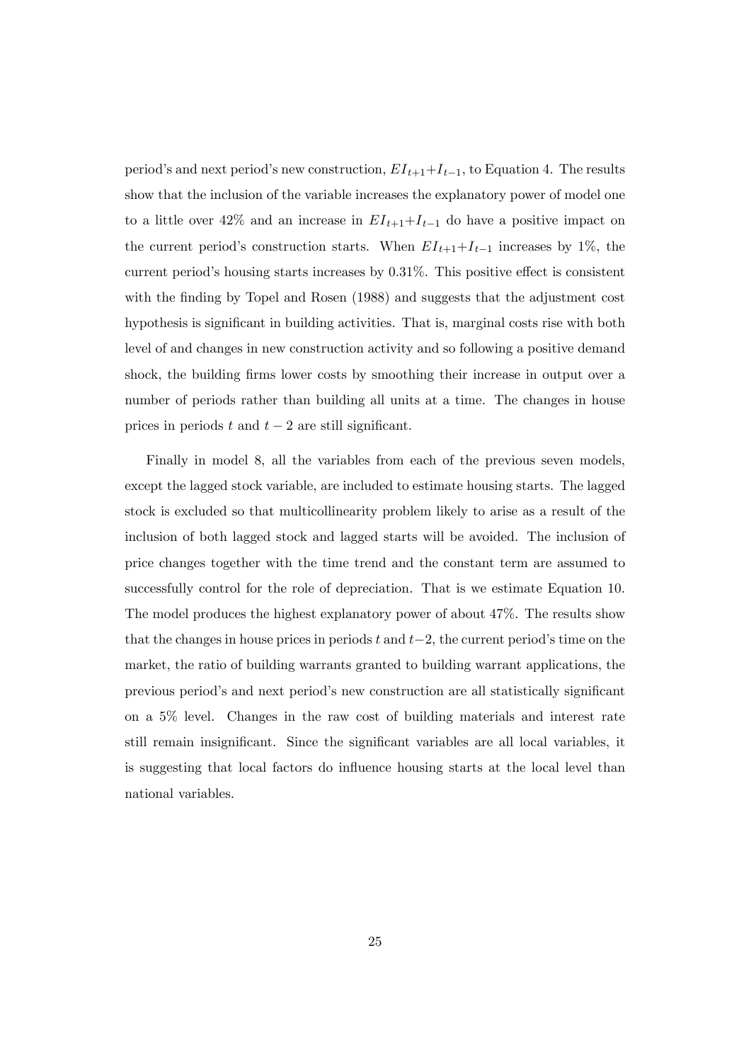period's and next period's new construction, $EI_{t+1}+I_{t-1}$, to Equation 4. The results show that the inclusion of the variable increases the explanatory power of model one to a little over 42% and an increase in $EI_{t+1}+I_{t-1}$ do have a positive impact on the current period's construction starts. When $EI_{t+1}+I_{t-1}$ increases by 1%, the current period's housing starts increases by 0.31%. This positive effect is consistent with the finding by Topel and Rosen (1988) and suggests that the adjustment cost hypothesis is significant in building activities. That is, marginal costs rise with both level of and changes in new construction activity and so following a positive demand shock, the building firms lower costs by smoothing their increase in output over a number of periods rather than building all units at a time. The changes in house prices in periods $t$ and $t-2$ are still significant.

Finally in model 8, all the variables from each of the previous seven models, except the lagged stock variable, are included to estimate housing starts. The lagged stock is excluded so that multicollinearity problem likely to arise as a result of the inclusion of both lagged stock and lagged starts will be avoided. The inclusion of price changes together with the time trend and the constant term are assumed to successfully control for the role of depreciation. That is we estimate Equation 10. The model produces the highest explanatory power of about 47%. The results show that the changes in house prices in periods $t$ and $t-2$, the current period's time on the market, the ratio of building warrants granted to building warrant applications, the previous period's and next period's new construction are all statistically significant on a 5% level. Changes in the raw cost of building materials and interest rate still remain insignificant. Since the significant variables are all local variables, it is suggesting that local factors do influence housing starts at the local level than national variables.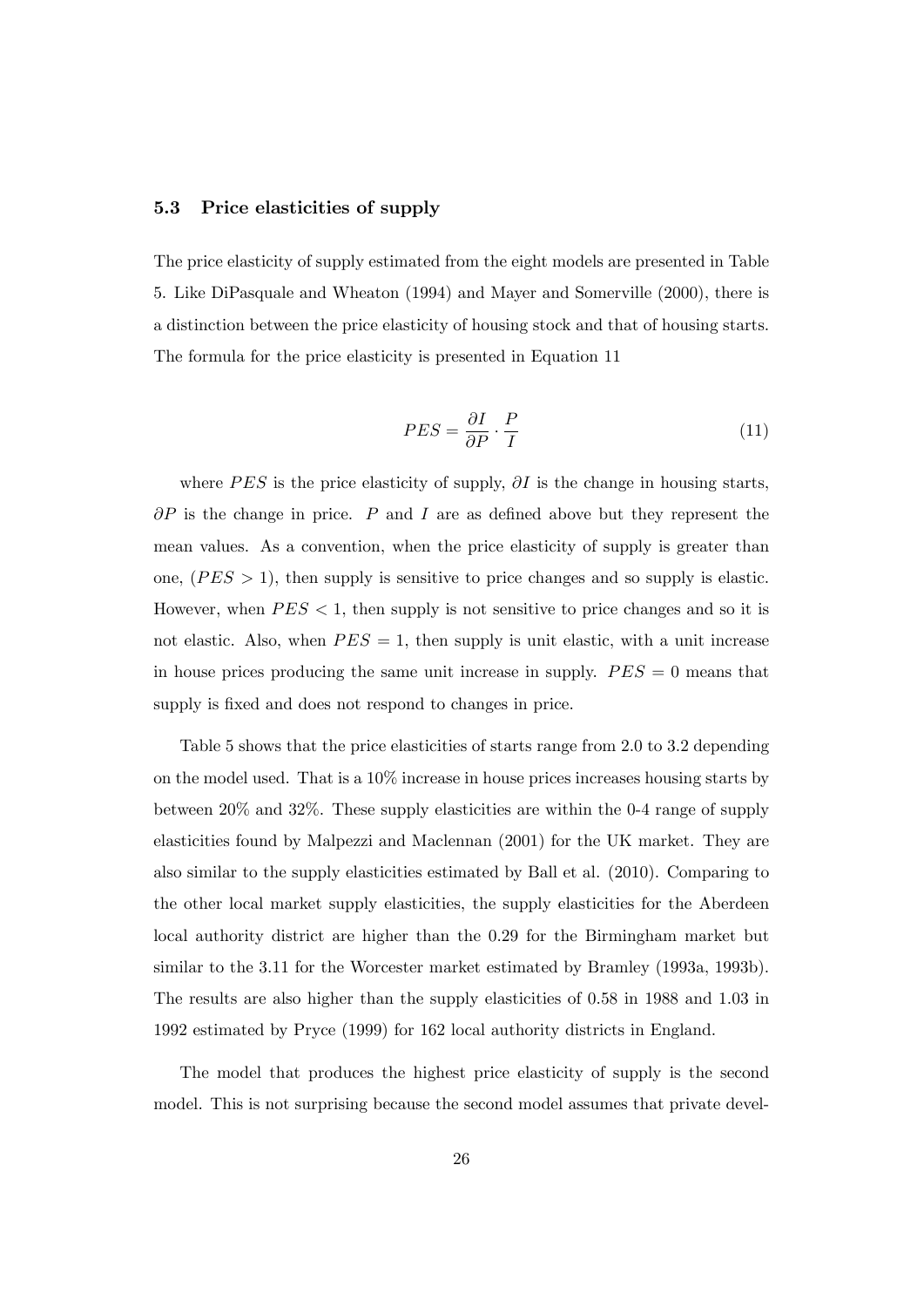### 5.3 Price elasticities of supply

The price elasticity of supply estimated from the eight models are presented in Table 5. Like DiPasquale and Wheaton (1994) and Mayer and Somerville (2000), there is a distinction between the price elasticity of housing stock and that of housing starts. The formula for the price elasticity is presented in Equation 11

$$PES = \frac{\partial I}{\partial P} \cdot \frac{P}{I} \tag{11}$$

where $PES$ is the price elasticity of supply, $\partial I$ is the change in housing starts, $\partial P$ is the change in price. $P$ and $I$ are as defined above but they represent the mean values. As a convention, when the price elasticity of supply is greater than one, ($PES > 1$), then supply is sensitive to price changes and so supply is elastic. However, when $PES < 1$, then supply is not sensitive to price changes and so it is not elastic. Also, when $PES = 1$, then supply is unit elastic, with a unit increase in house prices producing the same unit increase in supply. $PES = 0$ means that supply is fixed and does not respond to changes in price.

Table 5 shows that the price elasticities of starts range from 2.0 to 3.2 depending on the model used. That is a 10% increase in house prices increases housing starts by between 20% and 32%. These supply elasticities are within the 0-4 range of supply elasticities found by Malpezzi and Maclennan (2001) for the UK market. They are also similar to the supply elasticities estimated by Ball et al. (2010). Comparing to the other local market supply elasticities, the supply elasticities for the Aberdeen local authority district are higher than the 0.29 for the Birmingham market but similar to the 3.11 for the Worcester market estimated by Bramley (1993a, 1993b). The results are also higher than the supply elasticities of 0.58 in 1988 and 1.03 in 1992 estimated by Pryce (1999) for 162 local authority districts in England.

The model that produces the highest price elasticity of supply is the second model. This is not surprising because the second model assumes that private devel-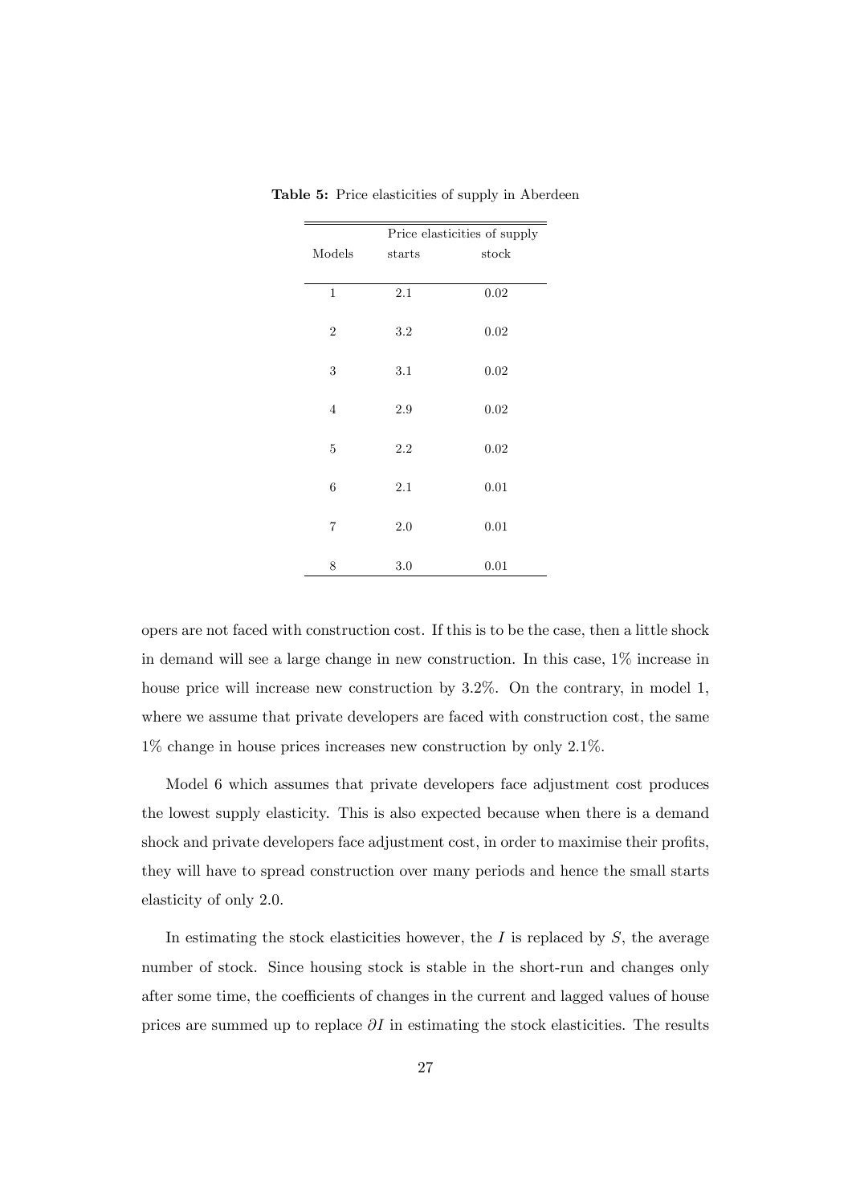**Table 5:** Price elasticities of supply in Aberdeen

| | Price elasticities of supply | |
|---|---|---|
| Models | starts | stock |
| 1 | 2.1 | 0.02 |
| 2 | 3.2 | 0.02 |
| 3 | 3.1 | 0.02 |
| 4 | 2.9 | 0.02 |
| 5 | 2.2 | 0.02 |
| 6 | 2.1 | 0.01 |
| 7 | 2.0 | 0.01 |
| 8 | 3.0 | 0.01 |

opers are not faced with construction cost. If this is to be the case, then a little shock in demand will see a large change in new construction. In this case, 1% increase in house price will increase new construction by 3.2%. On the contrary, in model 1, where we assume that private developers are faced with construction cost, the same 1% change in house prices increases new construction by only 2.1%.

Model 6 which assumes that private developers face adjustment cost produces the lowest supply elasticity. This is also expected because when there is a demand shock and private developers face adjustment cost, in order to maximise their profits, they will have to spread construction over many periods and hence the small starts elasticity of only 2.0.

In estimating the stock elasticities however, the $I$ is replaced by $S$, the average number of stock. Since housing stock is stable in the short-run and changes only after some time, the coefficients of changes in the current and lagged values of house prices are summed up to replace $\partial I$ in estimating the stock elasticities. The results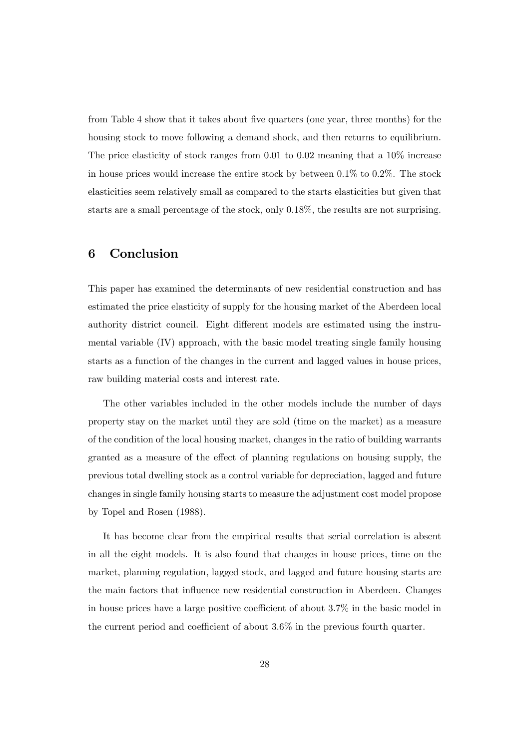from Table 4 show that it takes about five quarters (one year, three months) for the housing stock to move following a demand shock, and then returns to equilibrium. The price elasticity of stock ranges from 0.01 to 0.02 meaning that a 10% increase in house prices would increase the entire stock by between 0.1% to 0.2%. The stock elasticities seem relatively small as compared to the starts elasticities but given that starts are a small percentage of the stock, only 0.18%, the results are not surprising.

## 6 Conclusion

This paper has examined the determinants of new residential construction and has estimated the price elasticity of supply for the housing market of the Aberdeen local authority district council. Eight different models are estimated using the instrumental variable (IV) approach, with the basic model treating single family housing starts as a function of the changes in the current and lagged values in house prices, raw building material costs and interest rate.

The other variables included in the other models include the number of days property stay on the market until they are sold (time on the market) as a measure of the condition of the local housing market, changes in the ratio of building warrants granted as a measure of the effect of planning regulations on housing supply, the previous total dwelling stock as a control variable for depreciation, lagged and future changes in single family housing starts to measure the adjustment cost model propose by Topel and Rosen (1988).

It has become clear from the empirical results that serial correlation is absent in all the eight models. It is also found that changes in house prices, time on the market, planning regulation, lagged stock, and lagged and future housing starts are the main factors that influence new residential construction in Aberdeen. Changes in house prices have a large positive coefficient of about 3.7% in the basic model in the current period and coefficient of about 3.6% in the previous fourth quarter.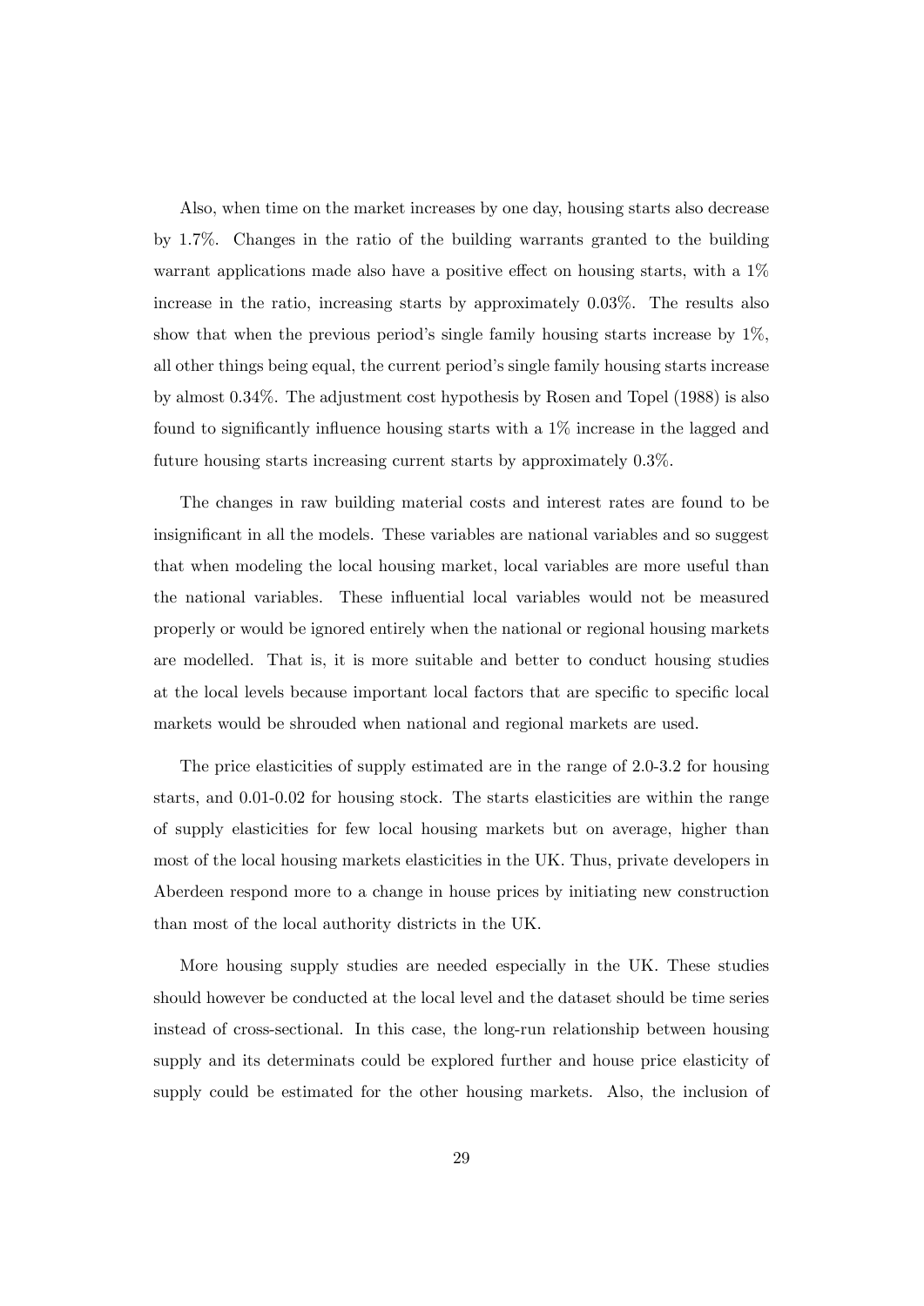Also, when time on the market increases by one day, housing starts also decrease by 1.7%. Changes in the ratio of the building warrants granted to the building warrant applications made also have a positive effect on housing starts, with a 1% increase in the ratio, increasing starts by approximately 0.03%. The results also show that when the previous period's single family housing starts increase by 1%, all other things being equal, the current period's single family housing starts increase by almost 0.34%. The adjustment cost hypothesis by Rosen and Topel (1988) is also found to significantly influence housing starts with a 1% increase in the lagged and future housing starts increasing current starts by approximately 0.3%.

The changes in raw building material costs and interest rates are found to be insignificant in all the models. These variables are national variables and so suggest that when modeling the local housing market, local variables are more useful than the national variables. These influential local variables would not be measured properly or would be ignored entirely when the national or regional housing markets are modelled. That is, it is more suitable and better to conduct housing studies at the local levels because important local factors that are specific to specific local markets would be shrouded when national and regional markets are used.

The price elasticities of supply estimated are in the range of 2.0-3.2 for housing starts, and 0.01-0.02 for housing stock. The starts elasticities are within the range of supply elasticities for few local housing markets but on average, higher than most of the local housing markets elasticities in the UK. Thus, private developers in Aberdeen respond more to a change in house prices by initiating new construction than most of the local authority districts in the UK.

More housing supply studies are needed especially in the UK. These studies should however be conducted at the local level and the dataset should be time series instead of cross-sectional. In this case, the long-run relationship between housing supply and its determinats could be explored further and house price elasticity of supply could be estimated for the other housing markets. Also, the inclusion of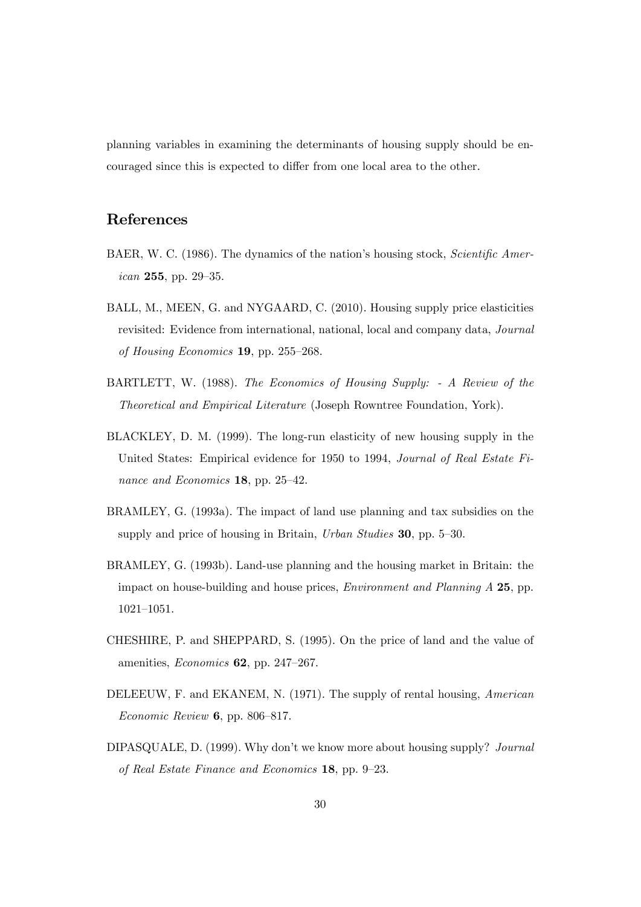planning variables in examining the determinants of housing supply should be encouraged since this is expected to differ from one local area to the other.

## References

BAER, W. C. (1986). The dynamics of the nation's housing stock, *Scientific American* **255**, pp. 29–35.

BALL, M., MEEN, G. and NYGAARD, C. (2010). Housing supply price elasticities revisited: Evidence from international, national, local and company data, *Journal of Housing Economics* **19**, pp. 255–268.

BARTLETT, W. (1988). *The Economics of Housing Supply: - A Review of the Theoretical and Empirical Literature* (Joseph Rowntree Foundation, York).

BLACKLEY, D. M. (1999). The long-run elasticity of new housing supply in the United States: Empirical evidence for 1950 to 1994, *Journal of Real Estate Finance and Economics* **18**, pp. 25–42.

BRAMLEY, G. (1993a). The impact of land use planning and tax subsidies on the supply and price of housing in Britain, *Urban Studies* **30**, pp. 5–30.

BRAMLEY, G. (1993b). Land-use planning and the housing market in Britain: the impact on house-building and house prices, *Environment and Planning A* **25**, pp. 1021–1051.

CHESHIRE, P. and SHEPPARD, S. (1995). On the price of land and the value of amenities, *Economics* **62**, pp. 247–267.

DELEEUW, F. and EKANEM, N. (1971). The supply of rental housing, *American Economic Review* **6**, pp. 806–817.

DIPASQUALE, D. (1999). Why don't we know more about housing supply? *Journal of Real Estate Finance and Economics* **18**, pp. 9–23.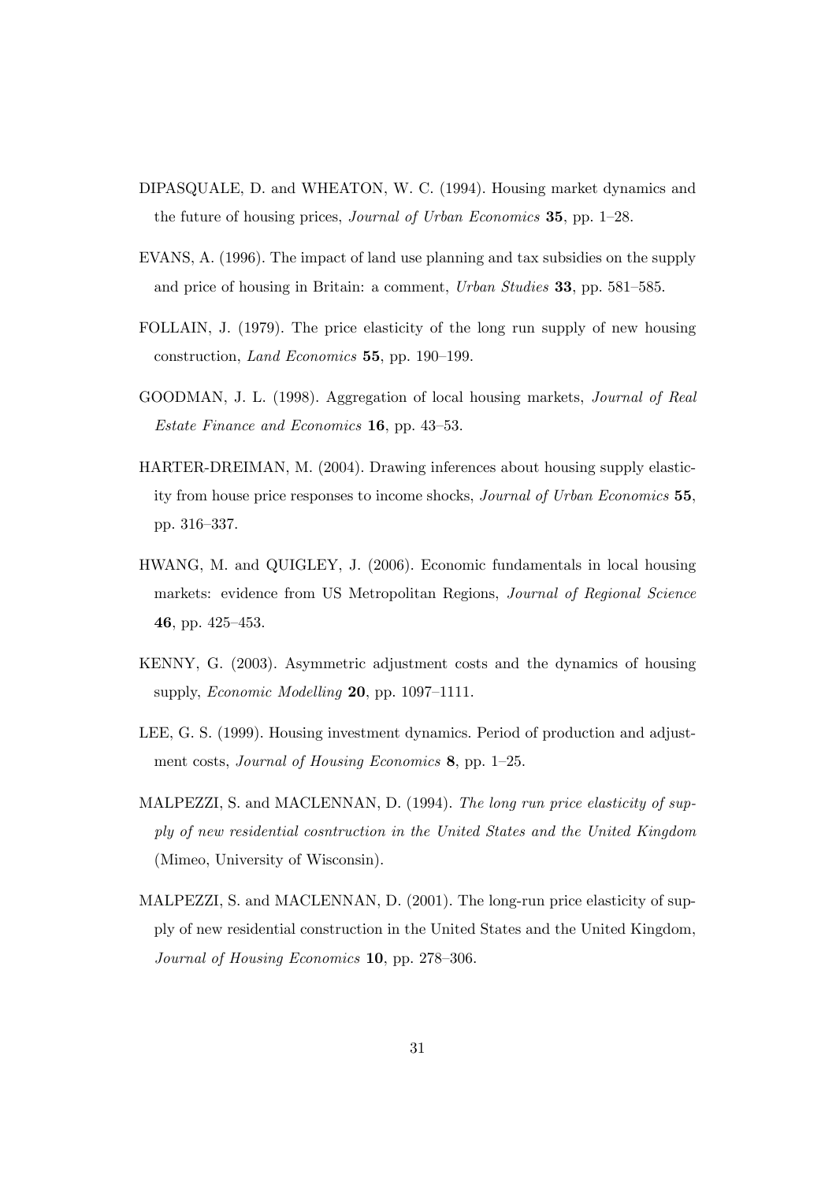DIPASQUALE, D. and WHEATON, W. C. (1994). Housing market dynamics and the future of housing prices, *Journal of Urban Economics* **35**, pp. 1–28.

EVANS, A. (1996). The impact of land use planning and tax subsidies on the supply and price of housing in Britain: a comment, *Urban Studies* **33**, pp. 581–585.

FOLLAIN, J. (1979). The price elasticity of the long run supply of new housing construction, *Land Economics* **55**, pp. 190–199.

GOODMAN, J. L. (1998). Aggregation of local housing markets, *Journal of Real Estate Finance and Economics* **16**, pp. 43–53.

HARTER-DREIMAN, M. (2004). Drawing inferences about housing supply elasticity from house price responses to income shocks, *Journal of Urban Economics* **55**, pp. 316–337.

HWANG, M. and QUIGLEY, J. (2006). Economic fundamentals in local housing markets: evidence from US Metropolitan Regions, *Journal of Regional Science* **46**, pp. 425–453.

KENNY, G. (2003). Asymmetric adjustment costs and the dynamics of housing supply, *Economic Modelling* **20**, pp. 1097–1111.

LEE, G. S. (1999). Housing investment dynamics. Period of production and adjustment costs, *Journal of Housing Economics* **8**, pp. 1–25.

MALPEZZI, S. and MACLENNAN, D. (1994). *The long run price elasticity of supply of new residential cosntruction in the United States and the United Kingdom* (Mimeo, University of Wisconsin).

MALPEZZI, S. and MACLENNAN, D. (2001). The long-run price elasticity of supply of new residential construction in the United States and the United Kingdom, *Journal of Housing Economics* **10**, pp. 278–306.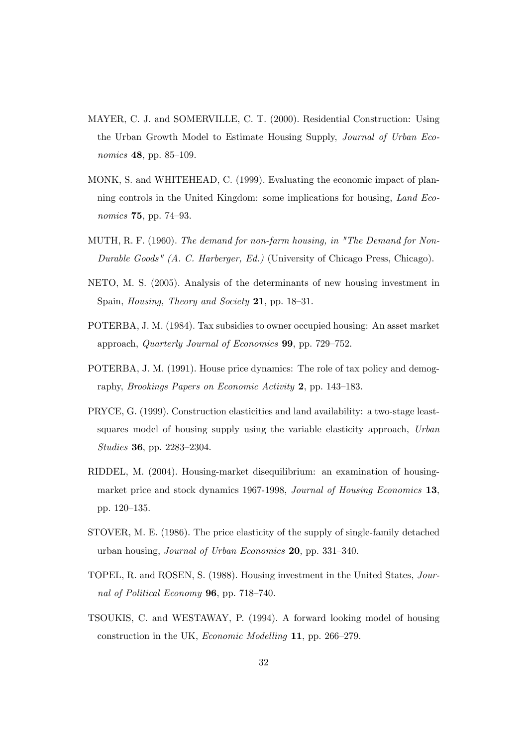MAYER, C. J. and SOMERVILLE, C. T. (2000). Residential Construction: Using the Urban Growth Model to Estimate Housing Supply, *Journal of Urban Economics* **48**, pp. 85–109.

MONK, S. and WHITEHEAD, C. (1999). Evaluating the economic impact of planning controls in the United Kingdom: some implications for housing, *Land Economics* **75**, pp. 74–93.

MUTH, R. F. (1960). *The demand for non-farm housing, in "The Demand for Non-Durable Goods" (A. C. Harberger, Ed.)* (University of Chicago Press, Chicago).

NETO, M. S. (2005). Analysis of the determinants of new housing investment in Spain, *Housing, Theory and Society* **21**, pp. 18–31.

POTERBA, J. M. (1984). Tax subsidies to owner occupied housing: An asset market approach, *Quarterly Journal of Economics* **99**, pp. 729–752.

POTERBA, J. M. (1991). House price dynamics: The role of tax policy and demography, *Brookings Papers on Economic Activity* **2**, pp. 143–183.

PRYCE, G. (1999). Construction elasticities and land availability: a two-stage least-squares model of housing supply using the variable elasticity approach, *Urban Studies* **36**, pp. 2283–2304.

RIDDEL, M. (2004). Housing-market disequilibrium: an examination of housing-market price and stock dynamics 1967-1998, *Journal of Housing Economics* **13**, pp. 120–135.

STOVER, M. E. (1986). The price elasticity of the supply of single-family detached urban housing, *Journal of Urban Economics* **20**, pp. 331–340.

TOPEL, R. and ROSEN, S. (1988). Housing investment in the United States, *Journal of Political Economy* **96**, pp. 718–740.

TSOUKIS, C. and WESTAWAY, P. (1994). A forward looking model of housing construction in the UK, *Economic Modelling* **11**, pp. 266–279.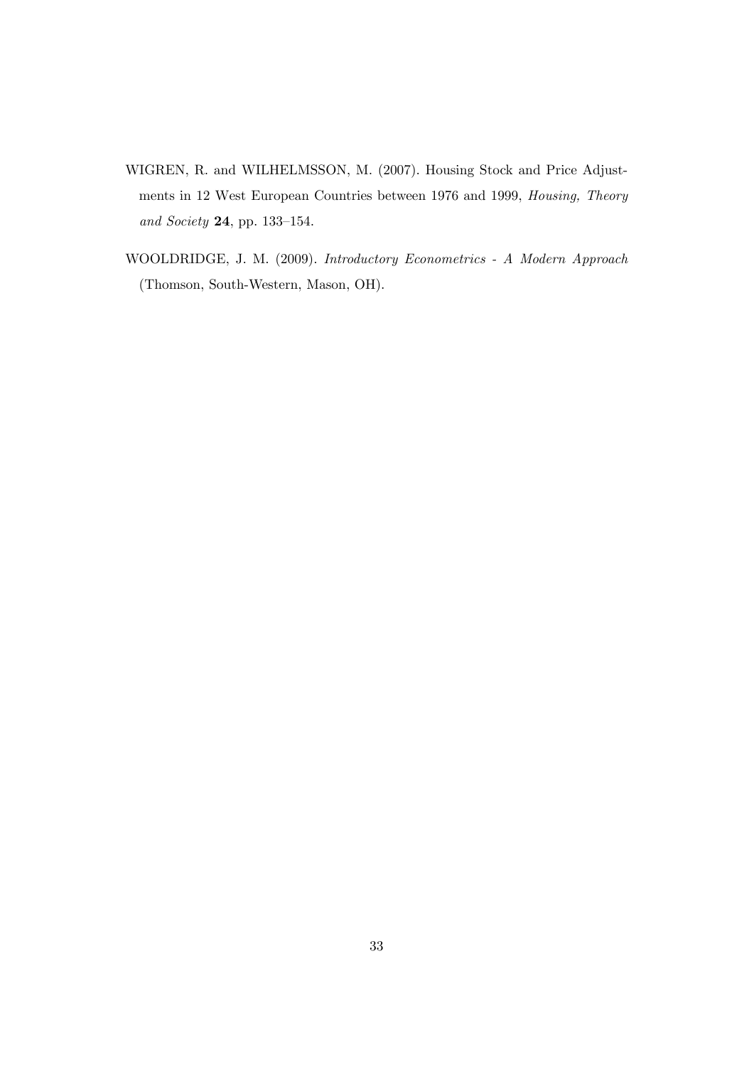WIGREN, R. and WILHELMSSON, M. (2007). Housing Stock and Price Adjustments in 12 West European Countries between 1976 and 1999, *Housing, Theory and Society* **24**, pp. 133–154.

WOOLDRIDGE, J. M. (2009). *Introductory Econometrics - A Modern Approach* (Thomson, South-Western, Mason, OH).